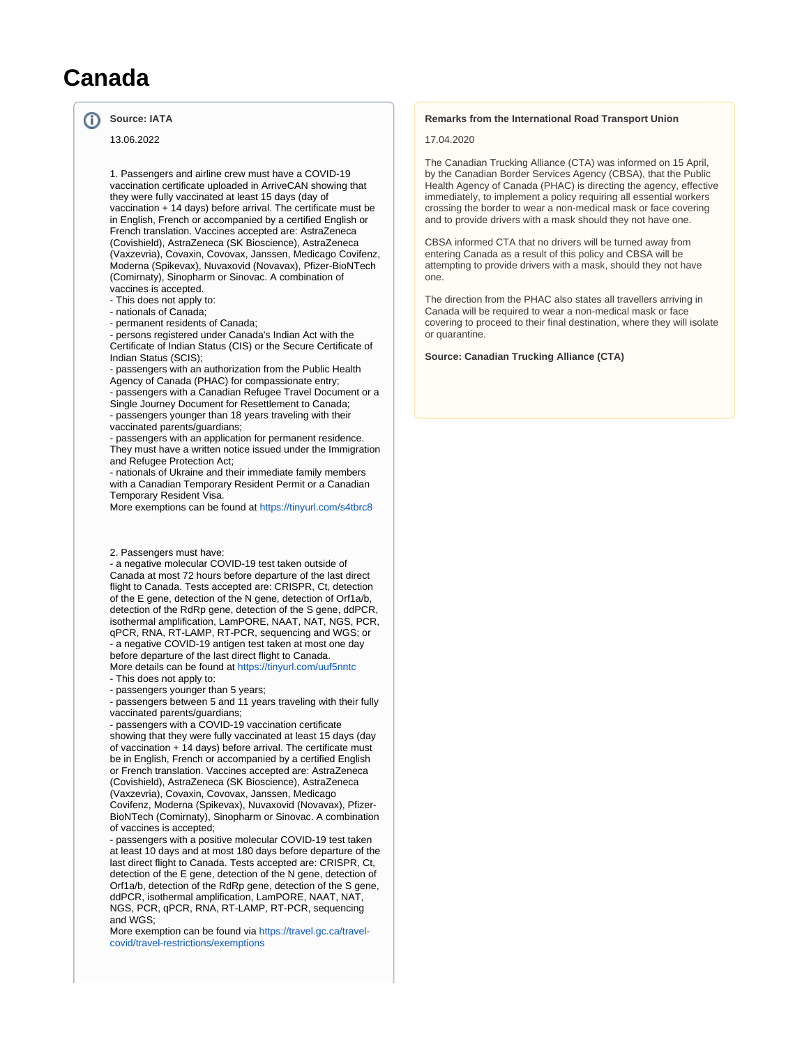# Canada

**Source: IATA**

13.06.2022

1. Passengers and airline crew must have a COVID-19 vaccination certificate uploaded in ArriveCAN showing that they were fully vaccinated at least 15 days (day of vaccination + 14 days) before arrival. The certificate must be in English, French or accompanied by a certified English or French translation. Vaccines accepted are: AstraZeneca (Covishield), AstraZeneca (SK Bioscience), AstraZeneca (Vaxzevria), Covaxin, Covovax, Janssen, Medicago Covifenz, Moderna (Spikevax), Nuvaxovid (Novavax), Pfizer-BioNTech (Comirnaty), Sinopharm or Sinovac. A combination of vaccines is accepted.
- This does not apply to:
- nationals of Canada;
- permanent residents of Canada;
- persons registered under Canada's Indian Act with the Certificate of Indian Status (CIS) or the Secure Certificate of Indian Status (SCIS);
- passengers with an authorization from the Public Health Agency of Canada (PHAC) for compassionate entry;
- passengers with a Canadian Refugee Travel Document or a Single Journey Document for Resettlement to Canada;
- passengers younger than 18 years traveling with their vaccinated parents/guardians;
- passengers with an application for permanent residence. They must have a written notice issued under the Immigration and Refugee Protection Act;
- nationals of Ukraine and their immediate family members with a Canadian Temporary Resident Permit or a Canadian Temporary Resident Visa.
More exemptions can be found at https://tinyurl.com/s4tbrc8

2. Passengers must have:
- a negative molecular COVID-19 test taken outside of Canada at most 72 hours before departure of the last direct flight to Canada. Tests accepted are: CRISPR, Ct, detection of the E gene, detection of the N gene, detection of Orf1a/b, detection of the RdRp gene, detection of the S gene, ddPCR, isothermal amplification, LamPORE, NAAT, NAT, NGS, PCR, qPCR, RNA, RT-LAMP, RT-PCR, sequencing and WGS; or
- a negative COVID-19 antigen test taken at most one day before departure of the last direct flight to Canada.
More details can be found at https://tinyurl.com/uuf5nntc
- This does not apply to:
- passengers younger than 5 years;
- passengers between 5 and 11 years traveling with their fully vaccinated parents/guardians;
- passengers with a COVID-19 vaccination certificate showing that they were fully vaccinated at least 15 days (day of vaccination + 14 days) before arrival. The certificate must be in English, French or accompanied by a certified English or French translation. Vaccines accepted are: AstraZeneca (Covishield), AstraZeneca (SK Bioscience), AstraZeneca (Vaxzevria), Covaxin, Covovax, Janssen, Medicago Covifenz, Moderna (Spikevax), Nuvaxovid (Novavax), Pfizer-BioNTech (Comirnaty), Sinopharm or Sinovac. A combination of vaccines is accepted;
- passengers with a positive molecular COVID-19 test taken at least 10 days and at most 180 days before departure of the last direct flight to Canada. Tests accepted are: CRISPR, Ct, detection of the E gene, detection of the N gene, detection of Orf1a/b, detection of the RdRp gene, detection of the S gene, ddPCR, isothermal amplification, LamPORE, NAAT, NAT, NGS, PCR, qPCR, RNA, RT-LAMP, RT-PCR, sequencing and WGS;
More exemption can be found via https://travel.gc.ca/travel-covid/travel-restrictions/exemptions

**Remarks from the International Road Transport Union**

17.04.2020

The Canadian Trucking Alliance (CTA) was informed on 15 April, by the Canadian Border Services Agency (CBSA), that the Public Health Agency of Canada (PHAC) is directing the agency, effective immediately, to implement a policy requiring all essential workers crossing the border to wear a non-medical mask or face covering and to provide drivers with a mask should they not have one.

CBSA informed CTA that no drivers will be turned away from entering Canada as a result of this policy and CBSA will be attempting to provide drivers with a mask, should they not have one.

The direction from the PHAC also states all travellers arriving in Canada will be required to wear a non-medical mask or face covering to proceed to their final destination, where they will isolate or quarantine.

**Source: Canadian Trucking Alliance (CTA)**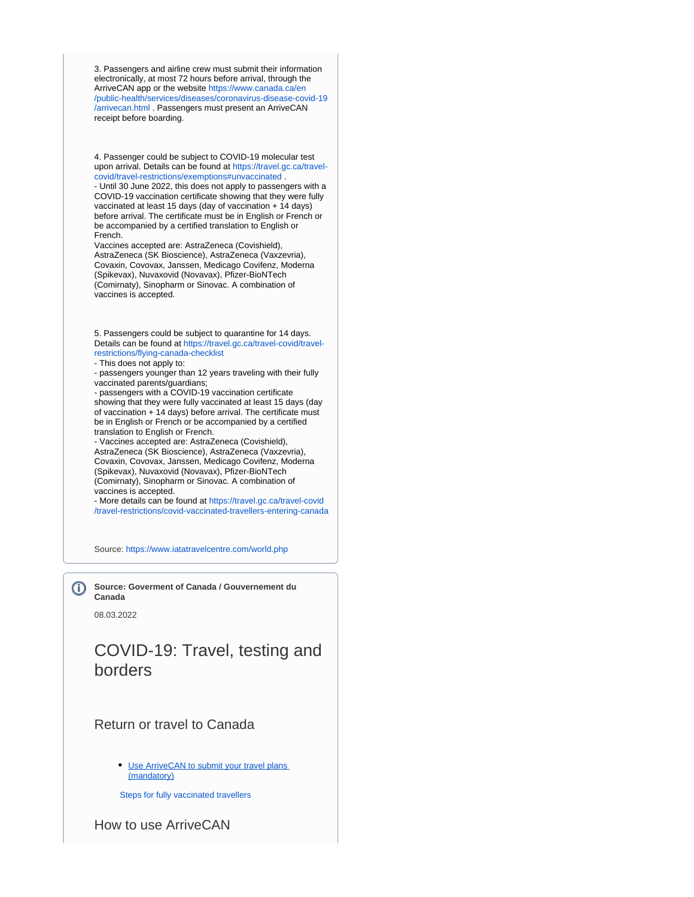3. Passengers and airline crew must submit their information electronically, at most 72 hours before arrival, through the ArriveCAN app or the website https://www.canada.ca/en/public-health/services/diseases/coronavirus-disease-covid-19/arrivecan.html . Passengers must present an ArriveCAN receipt before boarding.

4. Passenger could be subject to COVID-19 molecular test upon arrival. Details can be found at https://travel.gc.ca/travel-covid/travel-restrictions/exemptions#unvaccinated .
- Until 30 June 2022, this does not apply to passengers with a COVID-19 vaccination certificate showing that they were fully vaccinated at least 15 days (day of vaccination + 14 days) before arrival. The certificate must be in English or French or be accompanied by a certified translation to English or French.
Vaccines accepted are: AstraZeneca (Covishield), AstraZeneca (SK Bioscience), AstraZeneca (Vaxzevria), Covaxin, Covovax, Janssen, Medicago Covifenz, Moderna (Spikevax), Nuvaxovid (Novavax), Pfizer-BioNTech (Comirnaty), Sinopharm or Sinovac. A combination of vaccines is accepted.

5. Passengers could be subject to quarantine for 14 days. Details can be found at https://travel.gc.ca/travel-covid/travel-restrictions/flying-canada-checklist
- This does not apply to:
- passengers younger than 12 years traveling with their fully vaccinated parents/guardians;
- passengers with a COVID-19 vaccination certificate showing that they were fully vaccinated at least 15 days (day of vaccination + 14 days) before arrival. The certificate must be in English or French or be accompanied by a certified translation to English or French.
- Vaccines accepted are: AstraZeneca (Covishield), AstraZeneca (SK Bioscience), AstraZeneca (Vaxzevria), Covaxin, Covovax, Janssen, Medicago Covifenz, Moderna (Spikevax), Nuvaxovid (Novavax), Pfizer-BioNTech (Comirnaty), Sinopharm or Sinovac. A combination of vaccines is accepted.
- More details can be found at https://travel.gc.ca/travel-covid/travel-restrictions/covid-vaccinated-travellers-entering-canada

Source: https://www.iatatravelcentre.com/world.php

**Source: Goverment of Canada / Gouvernement du Canada**

08.03.2022

# COVID-19: Travel, testing and borders

## Return or travel to Canada

- Use ArriveCAN to submit your travel plans (mandatory)

Steps for fully vaccinated travellers

## How to use ArriveCAN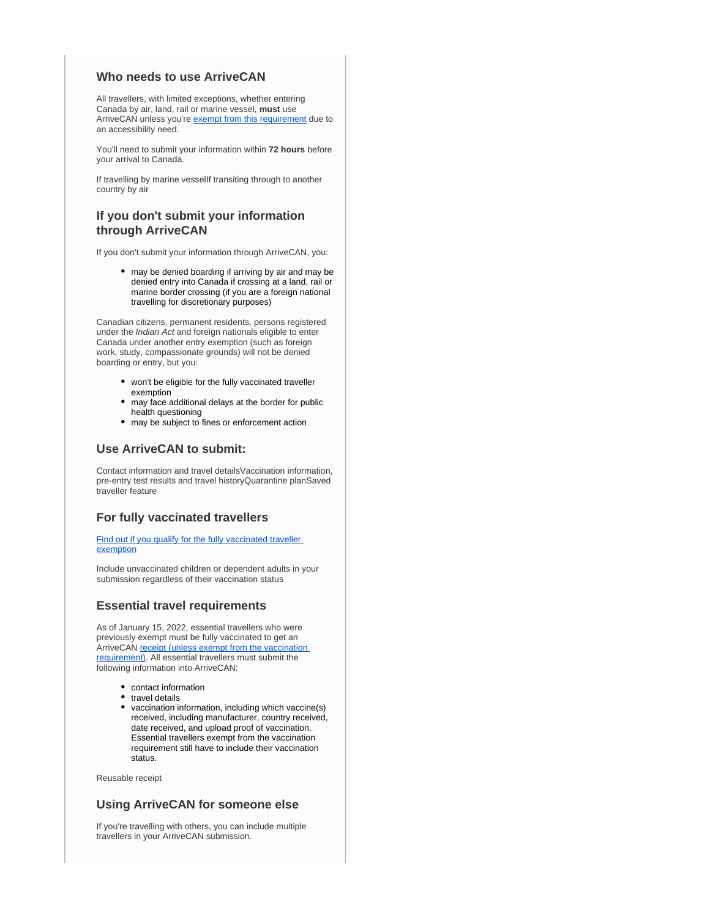## Who needs to use ArriveCAN

All travellers, with limited exceptions, whether entering Canada by air, land, rail or marine vessel, **must** use ArriveCAN unless you're exempt from this requirement due to an accessibility need.

You'll need to submit your information within **72 hours** before your arrival to Canada.

If travelling by marine vesselIf transiting through to another country by air

## If you don't submit your information through ArriveCAN

If you don't submit your information through ArriveCAN, you:

- may be denied boarding if arriving by air and may be denied entry into Canada if crossing at a land, rail or marine border crossing (if you are a foreign national travelling for discretionary purposes)

Canadian citizens, permanent residents, persons registered under the *Indian Act* and foreign nationals eligible to enter Canada under another entry exemption (such as foreign work, study, compassionate grounds) will not be denied boarding or entry, but you:

- won't be eligible for the fully vaccinated traveller exemption
- may face additional delays at the border for public health questioning
- may be subject to fines or enforcement action

## Use ArriveCAN to submit:

Contact information and travel detailsVaccination information, pre-entry test results and travel historyQuarantine planSaved traveller feature

## For fully vaccinated travellers

Find out if you qualify for the fully vaccinated traveller exemption

Include unvaccinated children or dependent adults in your submission regardless of their vaccination status

## Essential travel requirements

As of January 15, 2022, essential travellers who were previously exempt must be fully vaccinated to get an ArriveCAN receipt (unless exempt from the vaccination requirement). All essential travellers must submit the following information into ArriveCAN:

- contact information
- travel details
- vaccination information, including which vaccine(s) received, including manufacturer, country received, date received, and upload proof of vaccination. Essential travellers exempt from the vaccination requirement still have to include their vaccination status.

Reusable receipt

## Using ArriveCAN for someone else

If you're travelling with others, you can include multiple travellers in your ArriveCAN submission.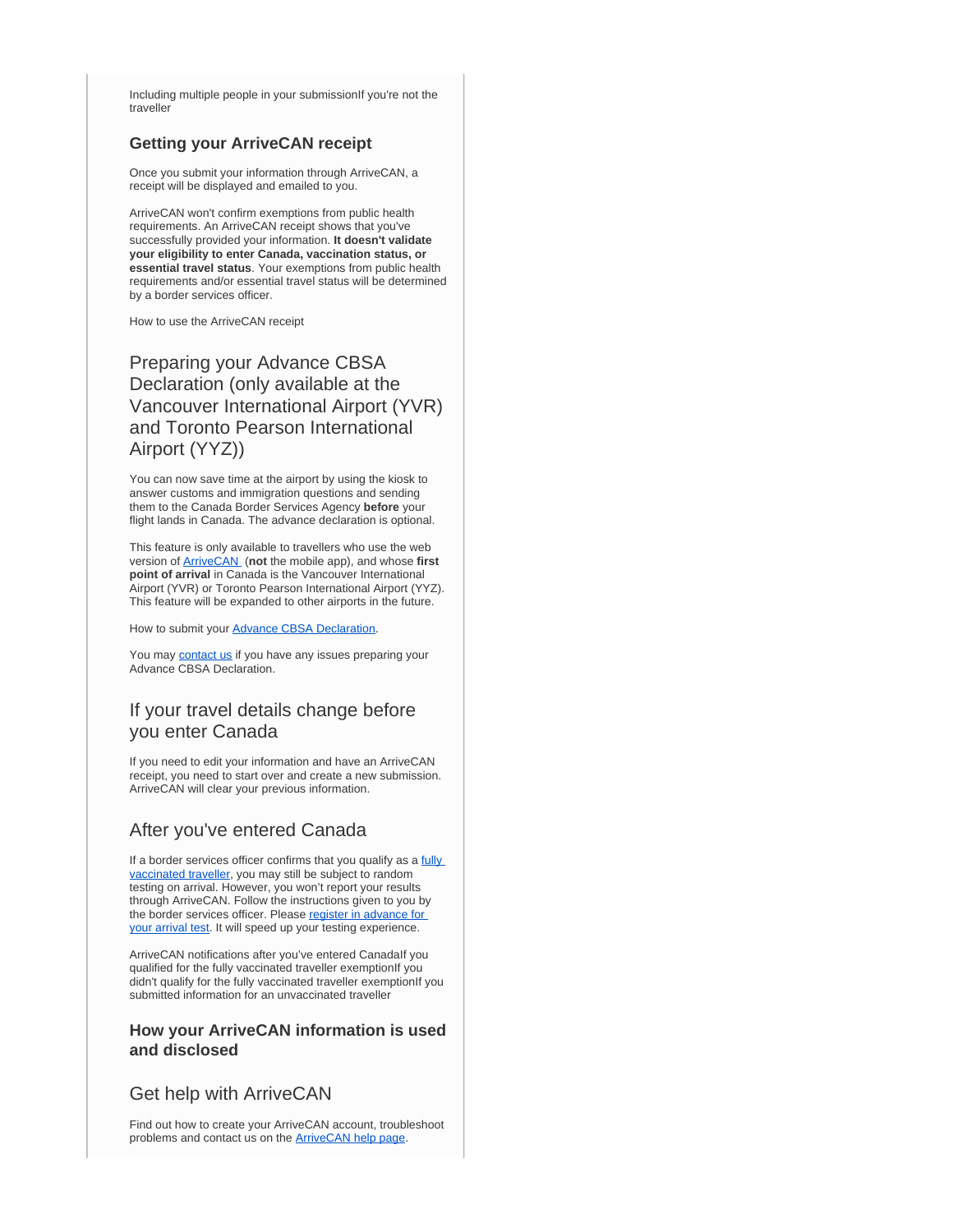Including multiple people in your submissionIf you're not the traveller

### Getting your ArriveCAN receipt

Once you submit your information through ArriveCAN, a receipt will be displayed and emailed to you.

ArriveCAN won't confirm exemptions from public health requirements. An ArriveCAN receipt shows that you've successfully provided your information. **It doesn't validate your eligibility to enter Canada, vaccination status, or essential travel status**. Your exemptions from public health requirements and/or essential travel status will be determined by a border services officer.

How to use the ArriveCAN receipt

## Preparing your Advance CBSA Declaration (only available at the Vancouver International Airport (YVR) and Toronto Pearson International Airport (YYZ))

You can now save time at the airport by using the kiosk to answer customs and immigration questions and sending them to the Canada Border Services Agency **before** your flight lands in Canada. The advance declaration is optional.

This feature is only available to travellers who use the web version of ArriveCAN (**not** the mobile app), and whose **first point of arrival** in Canada is the Vancouver International Airport (YVR) or Toronto Pearson International Airport (YYZ). This feature will be expanded to other airports in the future.

How to submit your Advance CBSA Declaration.

You may contact us if you have any issues preparing your Advance CBSA Declaration.

## If your travel details change before you enter Canada

If you need to edit your information and have an ArriveCAN receipt, you need to start over and create a new submission. ArriveCAN will clear your previous information.

## After you've entered Canada

If a border services officer confirms that you qualify as a fully vaccinated traveller, you may still be subject to random testing on arrival. However, you won't report your results through ArriveCAN. Follow the instructions given to you by the border services officer. Please register in advance for your arrival test. It will speed up your testing experience.

ArriveCAN notifications after you've entered CanadaIf you qualified for the fully vaccinated traveller exemptionIf you didn't qualify for the fully vaccinated traveller exemptionIf you submitted information for an unvaccinated traveller

### How your ArriveCAN information is used and disclosed

## Get help with ArriveCAN

Find out how to create your ArriveCAN account, troubleshoot problems and contact us on the ArriveCAN help page.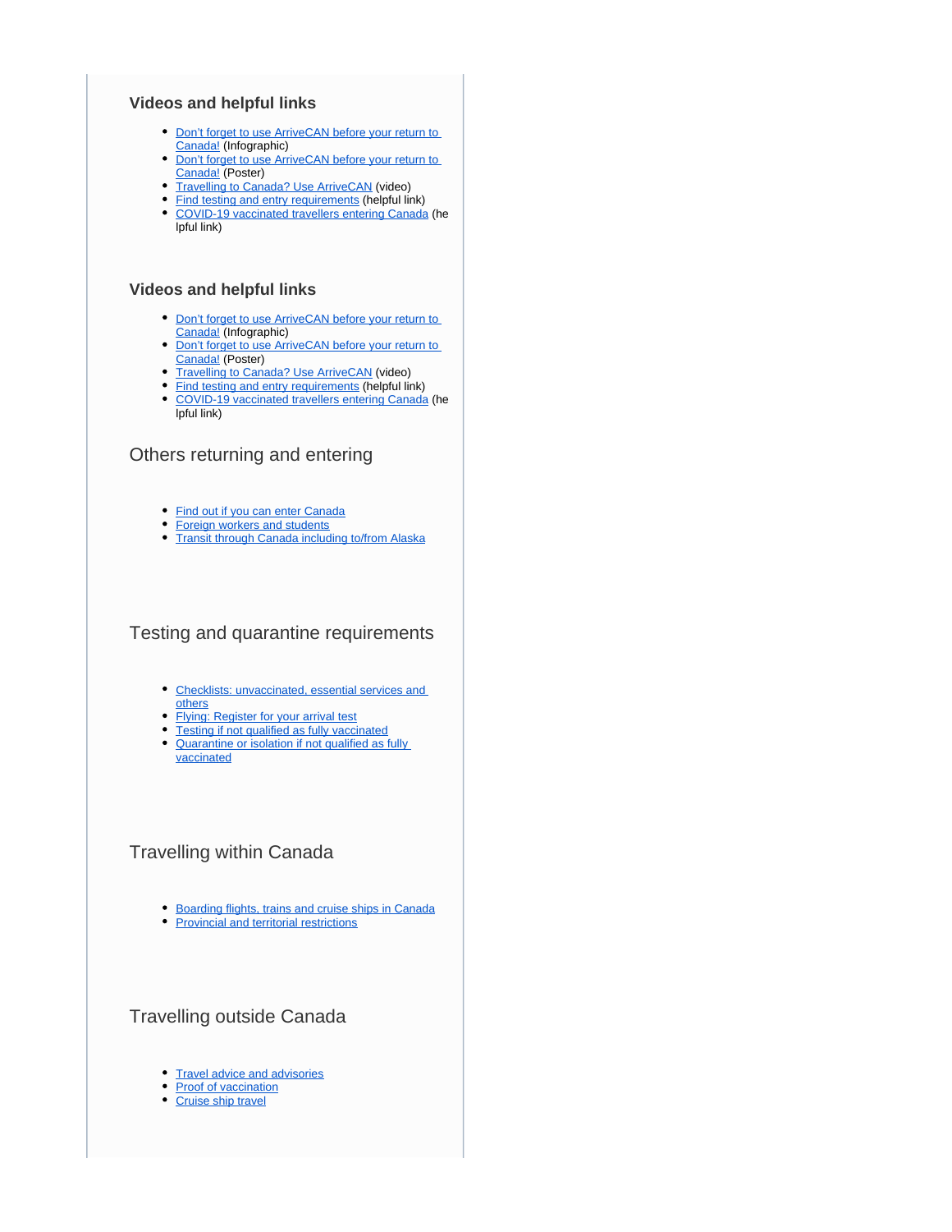### Videos and helpful links

- Don't forget to use ArriveCAN before your return to Canada! (Infographic)
- Don't forget to use ArriveCAN before your return to Canada! (Poster)
- Travelling to Canada? Use ArriveCAN (video)
- Find testing and entry requirements (helpful link)
- COVID-19 vaccinated travellers entering Canada (helpful link)

### Videos and helpful links

- Don't forget to use ArriveCAN before your return to Canada! (Infographic)
- Don't forget to use ArriveCAN before your return to Canada! (Poster)
- Travelling to Canada? Use ArriveCAN (video)
- Find testing and entry requirements (helpful link)
- COVID-19 vaccinated travellers entering Canada (helpful link)

## Others returning and entering

- Find out if you can enter Canada
- Foreign workers and students
- Transit through Canada including to/from Alaska

## Testing and quarantine requirements

- Checklists: unvaccinated, essential services and others
- Flying: Register for your arrival test
- Testing if not qualified as fully vaccinated
- Quarantine or isolation if not qualified as fully vaccinated

## Travelling within Canada

- Boarding flights, trains and cruise ships in Canada
- Provincial and territorial restrictions

## Travelling outside Canada

- Travel advice and advisories
- Proof of vaccination
- Cruise ship travel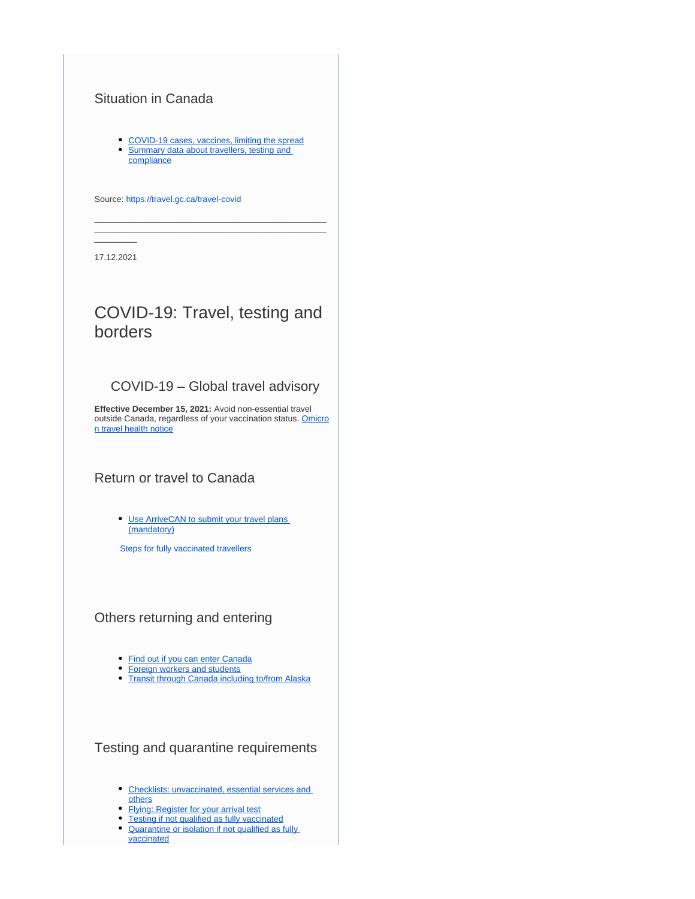## Situation in Canada

- COVID-19 cases, vaccines, limiting the spread
- Summary data about travellers, testing and compliance

Source: https://travel.gc.ca/travel-covid

---

17.12.2021

# COVID-19: Travel, testing and borders

### COVID-19 – Global travel advisory

**Effective December 15, 2021:** Avoid non-essential travel outside Canada, regardless of your vaccination status. Omicron travel health notice

## Return or travel to Canada

- Use ArriveCAN to submit your travel plans (mandatory)

Steps for fully vaccinated travellers

## Others returning and entering

- Find out if you can enter Canada
- Foreign workers and students
- Transit through Canada including to/from Alaska

## Testing and quarantine requirements

- Checklists: unvaccinated, essential services and others
- Flying: Register for your arrival test
- Testing if not qualified as fully vaccinated
- Quarantine or isolation if not qualified as fully vaccinated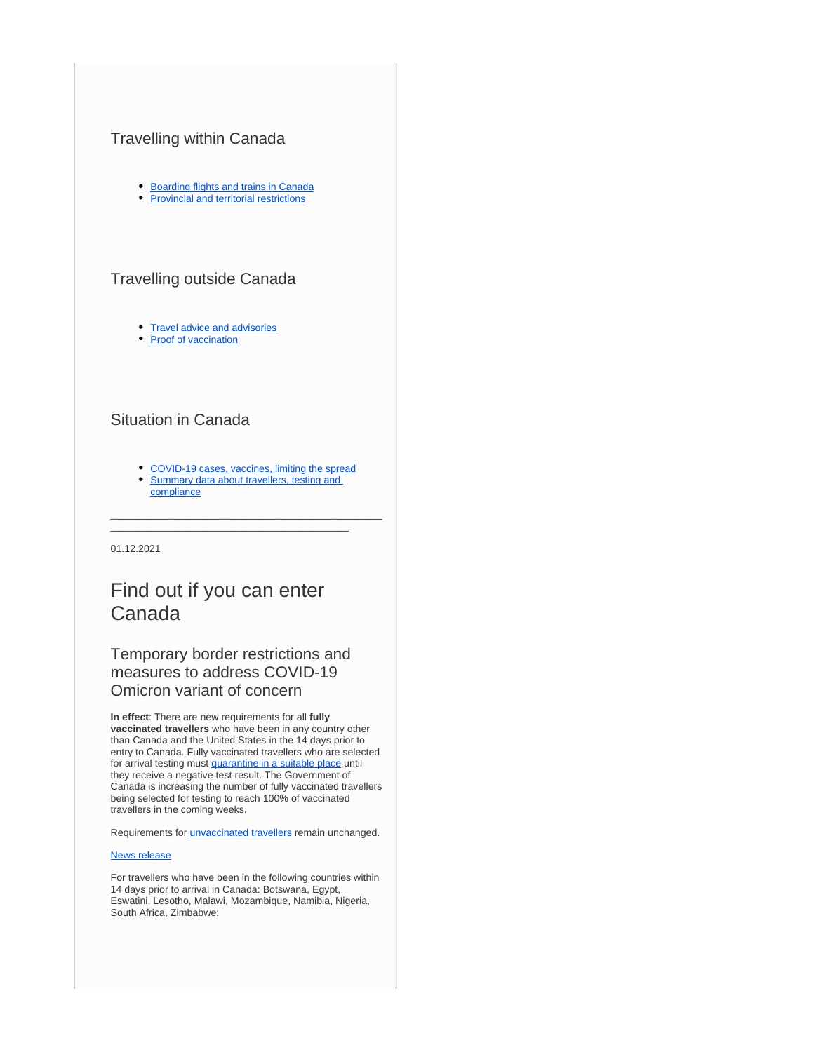### Travelling within Canada

- Boarding flights and trains in Canada
- Provincial and territorial restrictions

### Travelling outside Canada

- Travel advice and advisories
- Proof of vaccination

### Situation in Canada

- COVID-19 cases, vaccines, limiting the spread
- Summary data about travellers, testing and compliance

---

01.12.2021

# Find out if you can enter Canada

## Temporary border restrictions and measures to address COVID-19 Omicron variant of concern

**In effect**: There are new requirements for all **fully vaccinated travellers** who have been in any country other than Canada and the United States in the 14 days prior to entry to Canada. Fully vaccinated travellers who are selected for arrival testing must quarantine in a suitable place until they receive a negative test result. The Government of Canada is increasing the number of fully vaccinated travellers being selected for testing to reach 100% of vaccinated travellers in the coming weeks.

Requirements for unvaccinated travellers remain unchanged.

News release

For travellers who have been in the following countries within 14 days prior to arrival in Canada: Botswana, Egypt, Eswatini, Lesotho, Malawi, Mozambique, Namibia, Nigeria, South Africa, Zimbabwe: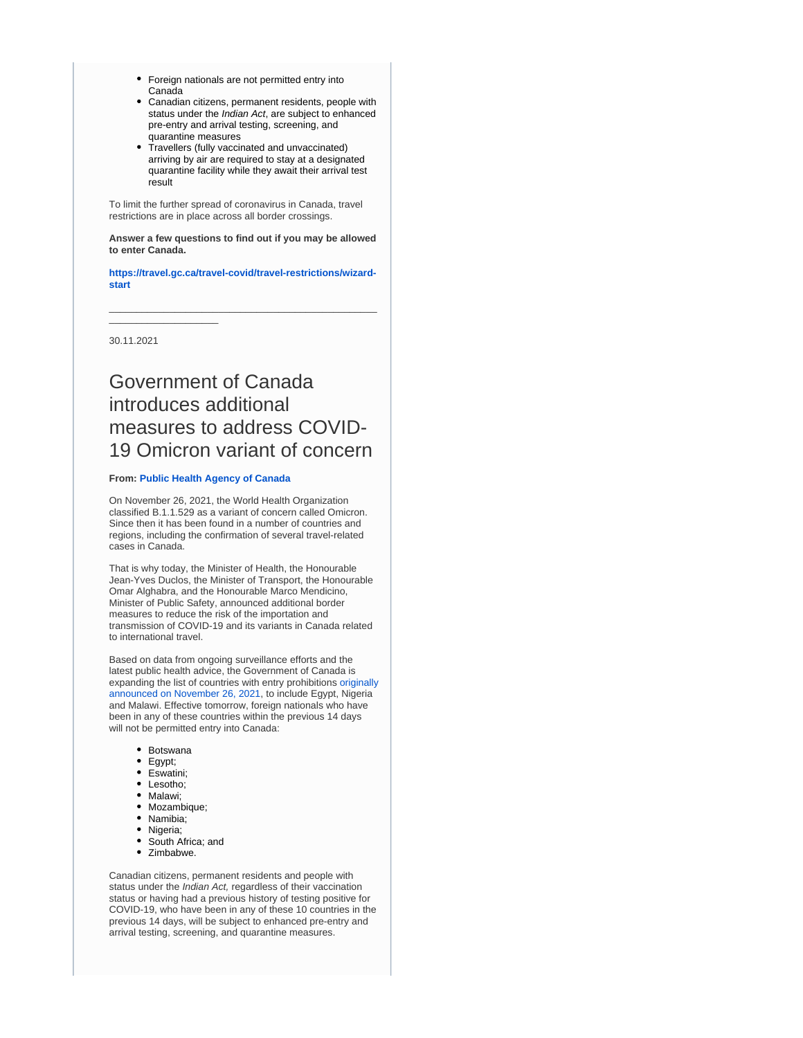- Foreign nationals are not permitted entry into Canada
- Canadian citizens, permanent residents, people with status under the *Indian Act*, are subject to enhanced pre-entry and arrival testing, screening, and quarantine measures
- Travellers (fully vaccinated and unvaccinated) arriving by air are required to stay at a designated quarantine facility while they await their arrival test result

To limit the further spread of coronavirus in Canada, travel restrictions are in place across all border crossings.

**Answer a few questions to find out if you may be allowed to enter Canada.**

**https://travel.gc.ca/travel-covid/travel-restrictions/wizard-start**

---

30.11.2021

# Government of Canada introduces additional measures to address COVID-19 Omicron variant of concern

**From: Public Health Agency of Canada**

On November 26, 2021, the World Health Organization classified B.1.1.529 as a variant of concern called Omicron. Since then it has been found in a number of countries and regions, including the confirmation of several travel-related cases in Canada.

That is why today, the Minister of Health, the Honourable Jean-Yves Duclos, the Minister of Transport, the Honourable Omar Alghabra, and the Honourable Marco Mendicino, Minister of Public Safety, announced additional border measures to reduce the risk of the importation and transmission of COVID-19 and its variants in Canada related to international travel.

Based on data from ongoing surveillance efforts and the latest public health advice, the Government of Canada is expanding the list of countries with entry prohibitions originally announced on November 26, 2021, to include Egypt, Nigeria and Malawi. Effective tomorrow, foreign nationals who have been in any of these countries within the previous 14 days will not be permitted entry into Canada:

- Botswana
- Egypt;
- Eswatini;
- Lesotho;
- Malawi;
- Mozambique;
- Namibia;
- Nigeria;
- South Africa; and
- Zimbabwe.

Canadian citizens, permanent residents and people with status under the *Indian Act,* regardless of their vaccination status or having had a previous history of testing positive for COVID-19, who have been in any of these 10 countries in the previous 14 days, will be subject to enhanced pre-entry and arrival testing, screening, and quarantine measures.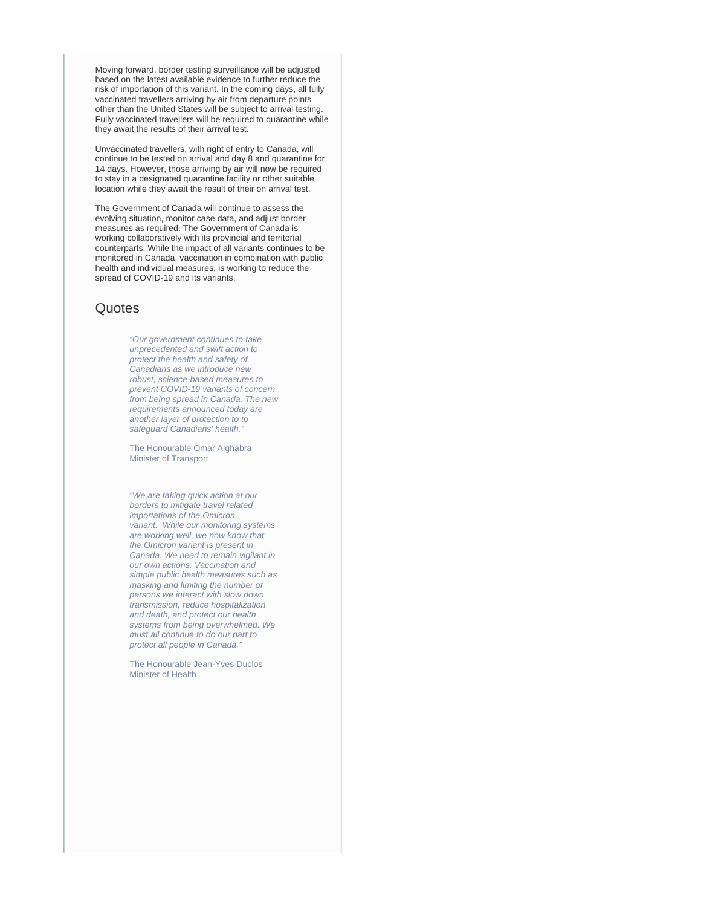Moving forward, border testing surveillance will be adjusted based on the latest available evidence to further reduce the risk of importation of this variant. In the coming days, all fully vaccinated travellers arriving by air from departure points other than the United States will be subject to arrival testing. Fully vaccinated travellers will be required to quarantine while they await the results of their arrival test.

Unvaccinated travellers, with right of entry to Canada, will continue to be tested on arrival and day 8 and quarantine for 14 days. However, those arriving by air will now be required to stay in a designated quarantine facility or other suitable location while they await the result of their on arrival test.

The Government of Canada will continue to assess the evolving situation, monitor case data, and adjust border measures as required. The Government of Canada is working collaboratively with its provincial and territorial counterparts. While the impact of all variants continues to be monitored in Canada, vaccination in combination with public health and individual measures, is working to reduce the spread of COVID-19 and its variants.

## Quotes

> *"Our government continues to take unprecedented and swift action to protect the health and safety of Canadians as we introduce new robust, science-based measures to prevent COVID-19 variants of concern from being spread in Canada. The new requirements announced today are another layer of protection to to safeguard Canadians' health."*
>
> The Honourable Omar Alghabra
> Minister of Transport

> *"We are taking quick action at our borders to mitigate travel related importations of the Omicron variant. While our monitoring systems are working well, we now know that the Omicron variant is present in Canada. We need to remain vigilant in our own actions. Vaccination and simple public health measures such as masking and limiting the number of persons we interact with slow down transmission, reduce hospitalization and death, and protect our health systems from being overwhelmed. We must all continue to do our part to protect all people in Canada."*
>
> The Honourable Jean-Yves Duclos
> Minister of Health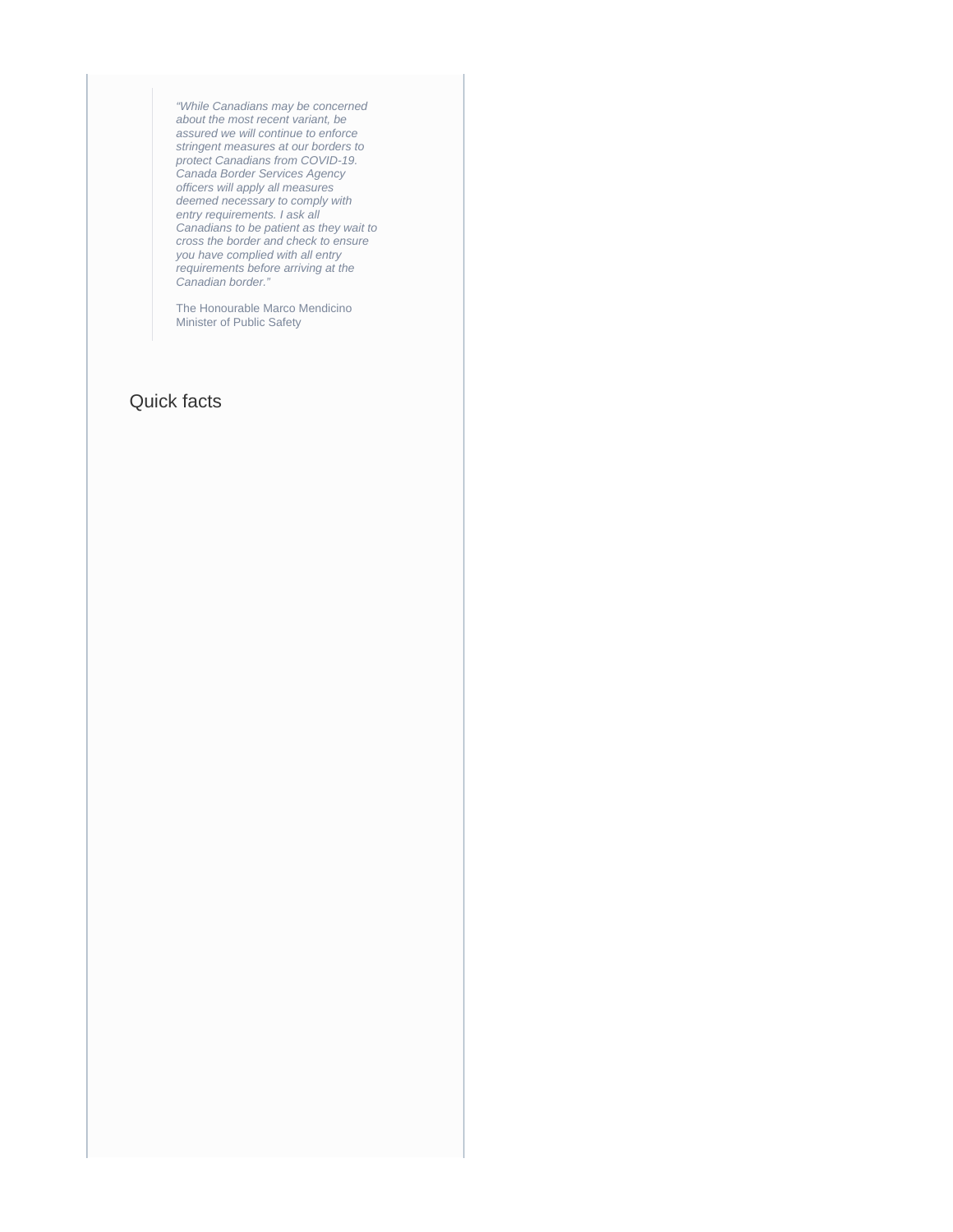> *"While Canadians may be concerned about the most recent variant, be assured we will continue to enforce stringent measures at our borders to protect Canadians from COVID-19. Canada Border Services Agency officers will apply all measures deemed necessary to comply with entry requirements. I ask all Canadians to be patient as they wait to cross the border and check to ensure you have complied with all entry requirements before arriving at the Canadian border."*
>
> The Honourable Marco Mendicino
> Minister of Public Safety

## Quick facts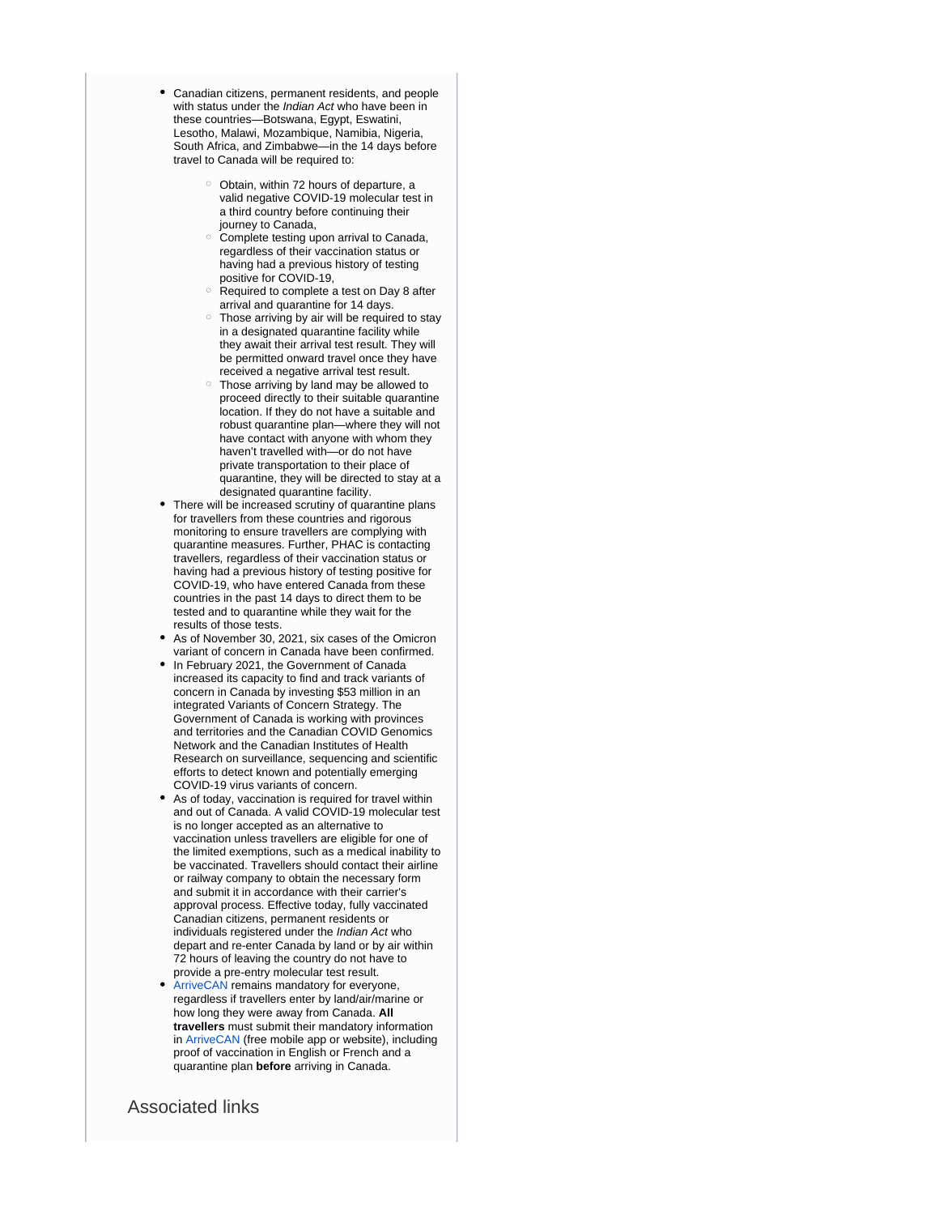- Canadian citizens, permanent residents, and people with status under the *Indian Act* who have been in these countries—Botswana, Egypt, Eswatini, Lesotho, Malawi, Mozambique, Namibia, Nigeria, South Africa, and Zimbabwe—in the 14 days before travel to Canada will be required to:
  - Obtain, within 72 hours of departure, a valid negative COVID-19 molecular test in a third country before continuing their journey to Canada,
  - Complete testing upon arrival to Canada, regardless of their vaccination status or having had a previous history of testing positive for COVID-19,
  - Required to complete a test on Day 8 after arrival and quarantine for 14 days.
  - Those arriving by air will be required to stay in a designated quarantine facility while they await their arrival test result. They will be permitted onward travel once they have received a negative arrival test result.
  - Those arriving by land may be allowed to proceed directly to their suitable quarantine location. If they do not have a suitable and robust quarantine plan—where they will not have contact with anyone with whom they haven't travelled with—or do not have private transportation to their place of quarantine, they will be directed to stay at a designated quarantine facility.
- There will be increased scrutiny of quarantine plans for travellers from these countries and rigorous monitoring to ensure travellers are complying with quarantine measures. Further, PHAC is contacting travellers, regardless of their vaccination status or having had a previous history of testing positive for COVID-19, who have entered Canada from these countries in the past 14 days to direct them to be tested and to quarantine while they wait for the results of those tests.
- As of November 30, 2021, six cases of the Omicron variant of concern in Canada have been confirmed.
- In February 2021, the Government of Canada increased its capacity to find and track variants of concern in Canada by investing $53 million in an integrated Variants of Concern Strategy. The Government of Canada is working with provinces and territories and the Canadian COVID Genomics Network and the Canadian Institutes of Health Research on surveillance, sequencing and scientific efforts to detect known and potentially emerging COVID-19 virus variants of concern.
- As of today, vaccination is required for travel within and out of Canada. A valid COVID-19 molecular test is no longer accepted as an alternative to vaccination unless travellers are eligible for one of the limited exemptions, such as a medical inability to be vaccinated. Travellers should contact their airline or railway company to obtain the necessary form and submit it in accordance with their carrier's approval process. Effective today, fully vaccinated Canadian citizens, permanent residents or individuals registered under the *Indian Act* who depart and re-enter Canada by land or by air within 72 hours of leaving the country do not have to provide a pre-entry molecular test result.
- ArriveCAN remains mandatory for everyone, regardless if travellers enter by land/air/marine or how long they were away from Canada. **All travellers** must submit their mandatory information in ArriveCAN (free mobile app or website), including proof of vaccination in English or French and a quarantine plan **before** arriving in Canada.

## Associated links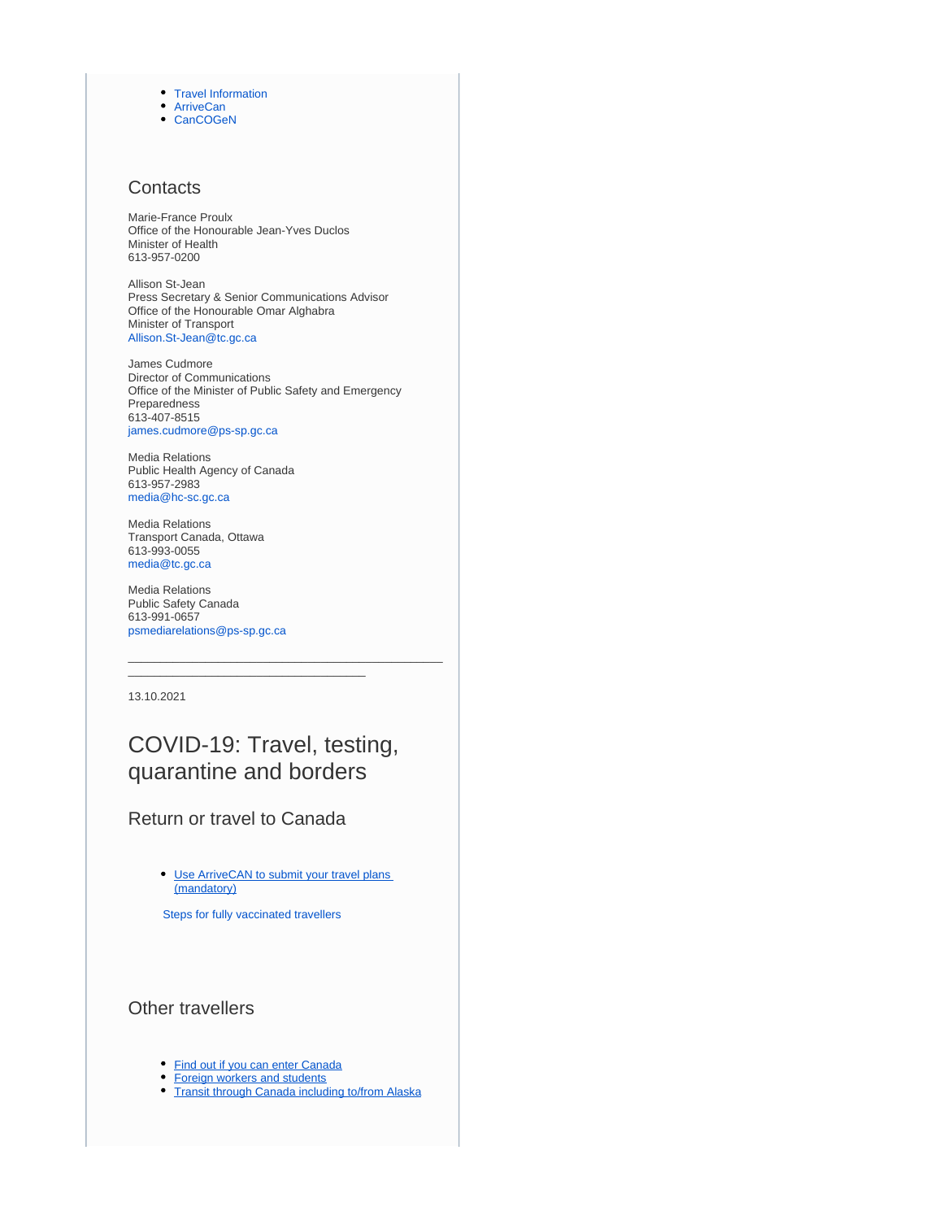- Travel Information
- ArriveCan
- CanCOGeN

## Contacts

Marie-France Proulx
Office of the Honourable Jean-Yves Duclos
Minister of Health
613-957-0200

Allison St-Jean
Press Secretary & Senior Communications Advisor
Office of the Honourable Omar Alghabra
Minister of Transport
Allison.St-Jean@tc.gc.ca

James Cudmore
Director of Communications
Office of the Minister of Public Safety and Emergency Preparedness
613-407-8515
james.cudmore@ps-sp.gc.ca

Media Relations
Public Health Agency of Canada
613-957-2983
media@hc-sc.gc.ca

Media Relations
Transport Canada, Ottawa
613-993-0055
media@tc.gc.ca

Media Relations
Public Safety Canada
613-991-0657
psmediarelations@ps-sp.gc.ca

---

13.10.2021

# COVID-19: Travel, testing, quarantine and borders

## Return or travel to Canada

- Use ArriveCAN to submit your travel plans (mandatory)

Steps for fully vaccinated travellers

## Other travellers

- Find out if you can enter Canada
- Foreign workers and students
- Transit through Canada including to/from Alaska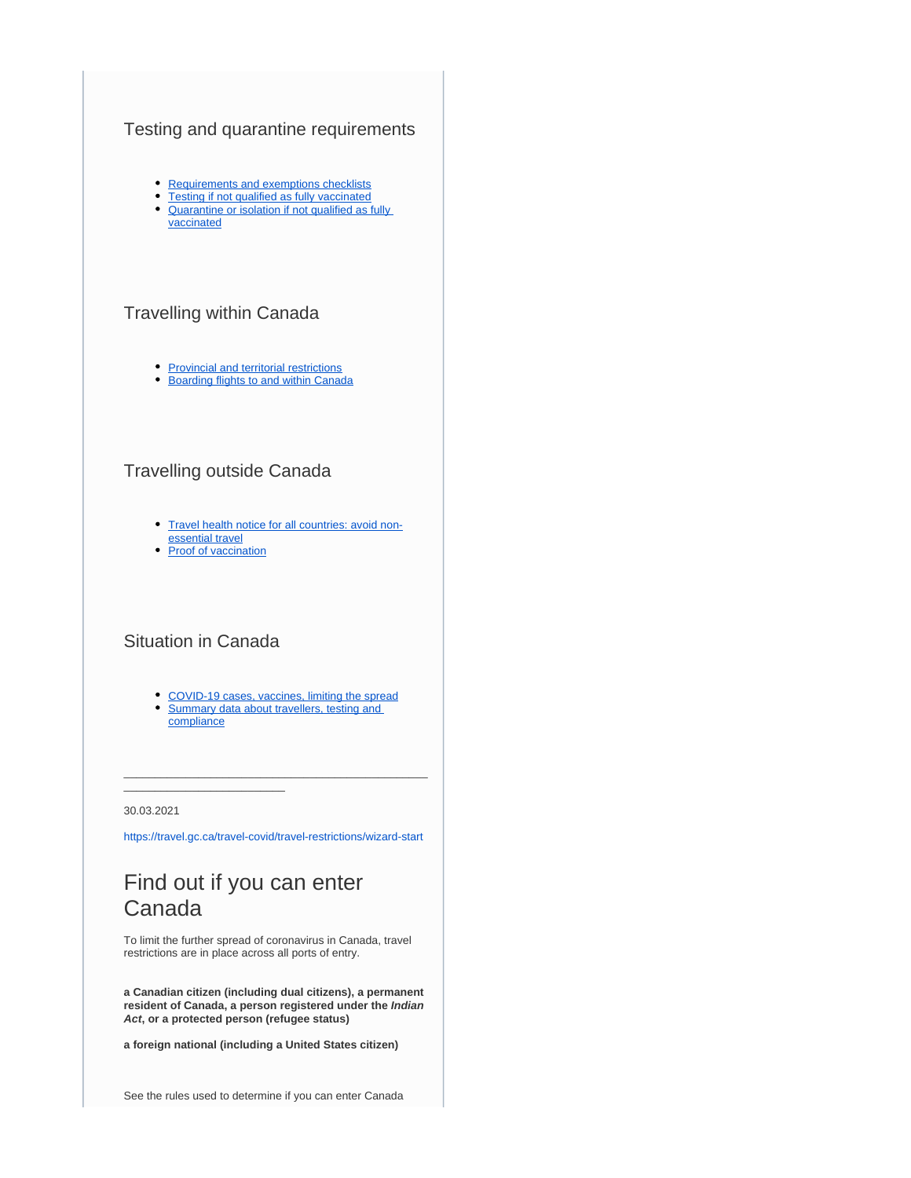## Testing and quarantine requirements

- [Requirements and exemptions checklists]
- [Testing if not qualified as fully vaccinated]
- [Quarantine or isolation if not qualified as fully vaccinated]

## Travelling within Canada

- [Provincial and territorial restrictions]
- [Boarding flights to and within Canada]

## Travelling outside Canada

- [Travel health notice for all countries: avoid non-essential travel]
- [Proof of vaccination]

## Situation in Canada

- [COVID-19 cases, vaccines, limiting the spread]
- [Summary data about travellers, testing and compliance]

---

30.03.2021

https://travel.gc.ca/travel-covid/travel-restrictions/wizard-start

# Find out if you can enter Canada

To limit the further spread of coronavirus in Canada, travel restrictions are in place across all ports of entry.

**a Canadian citizen (including dual citizens), a permanent resident of Canada, a person registered under the *Indian Act*, or a protected person (refugee status)**

**a foreign national (including a United States citizen)**

See the rules used to determine if you can enter Canada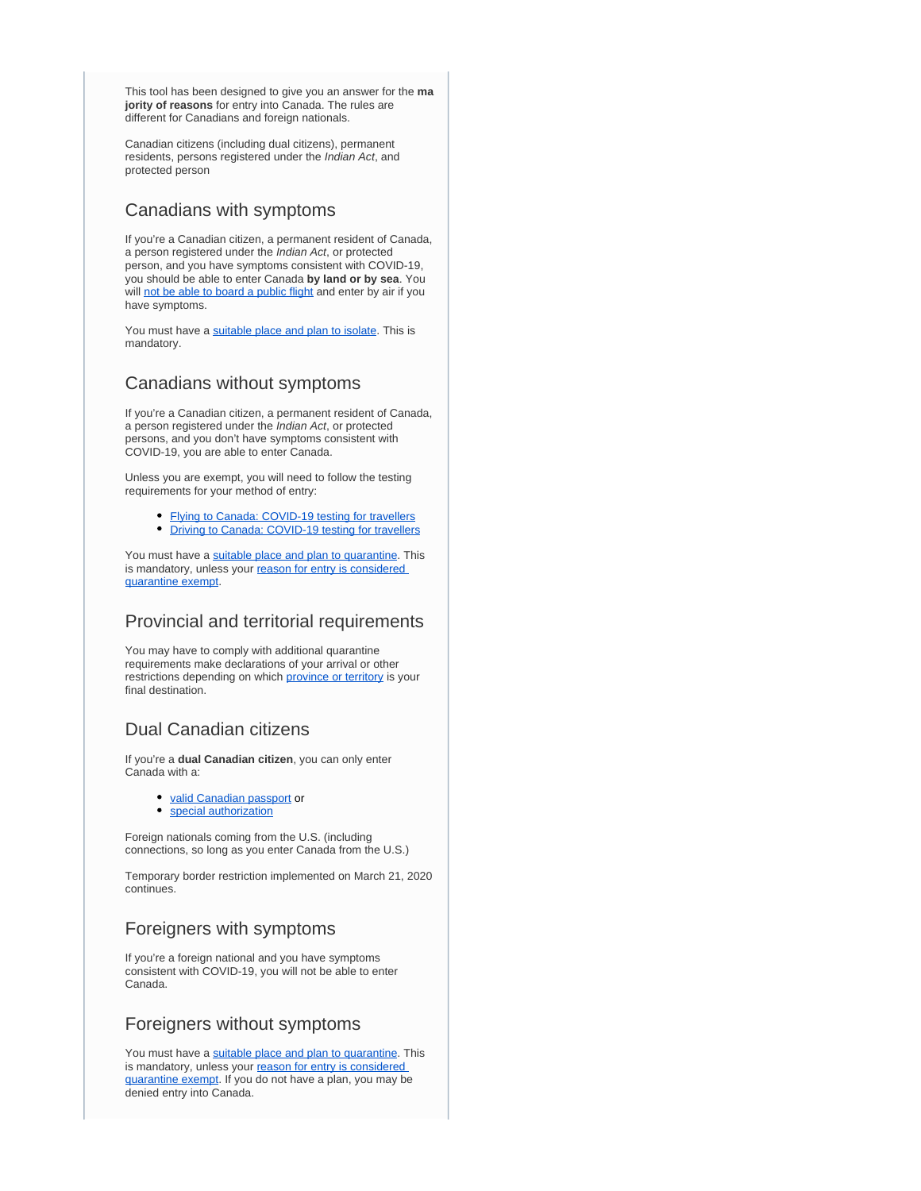This tool has been designed to give you an answer for the **majority of reasons** for entry into Canada. The rules are different for Canadians and foreign nationals.

Canadian citizens (including dual citizens), permanent residents, persons registered under the *Indian Act*, and protected person

## Canadians with symptoms

If you're a Canadian citizen, a permanent resident of Canada, a person registered under the *Indian Act*, or protected person, and you have symptoms consistent with COVID-19, you should be able to enter Canada **by land or by sea**. You will not be able to board a public flight and enter by air if you have symptoms.

You must have a suitable place and plan to isolate. This is mandatory.

## Canadians without symptoms

If you're a Canadian citizen, a permanent resident of Canada, a person registered under the *Indian Act*, or protected persons, and you don't have symptoms consistent with COVID-19, you are able to enter Canada.

Unless you are exempt, you will need to follow the testing requirements for your method of entry:

- Flying to Canada: COVID-19 testing for travellers
- Driving to Canada: COVID-19 testing for travellers

You must have a suitable place and plan to quarantine. This is mandatory, unless your reason for entry is considered quarantine exempt.

## Provincial and territorial requirements

You may have to comply with additional quarantine requirements make declarations of your arrival or other restrictions depending on which province or territory is your final destination.

## Dual Canadian citizens

If you're a **dual Canadian citizen**, you can only enter Canada with a:

- valid Canadian passport or
- special authorization

Foreign nationals coming from the U.S. (including connections, so long as you enter Canada from the U.S.)

Temporary border restriction implemented on March 21, 2020 continues.

## Foreigners with symptoms

If you're a foreign national and you have symptoms consistent with COVID-19, you will not be able to enter Canada.

## Foreigners without symptoms

You must have a suitable place and plan to quarantine. This is mandatory, unless your reason for entry is considered quarantine exempt. If you do not have a plan, you may be denied entry into Canada.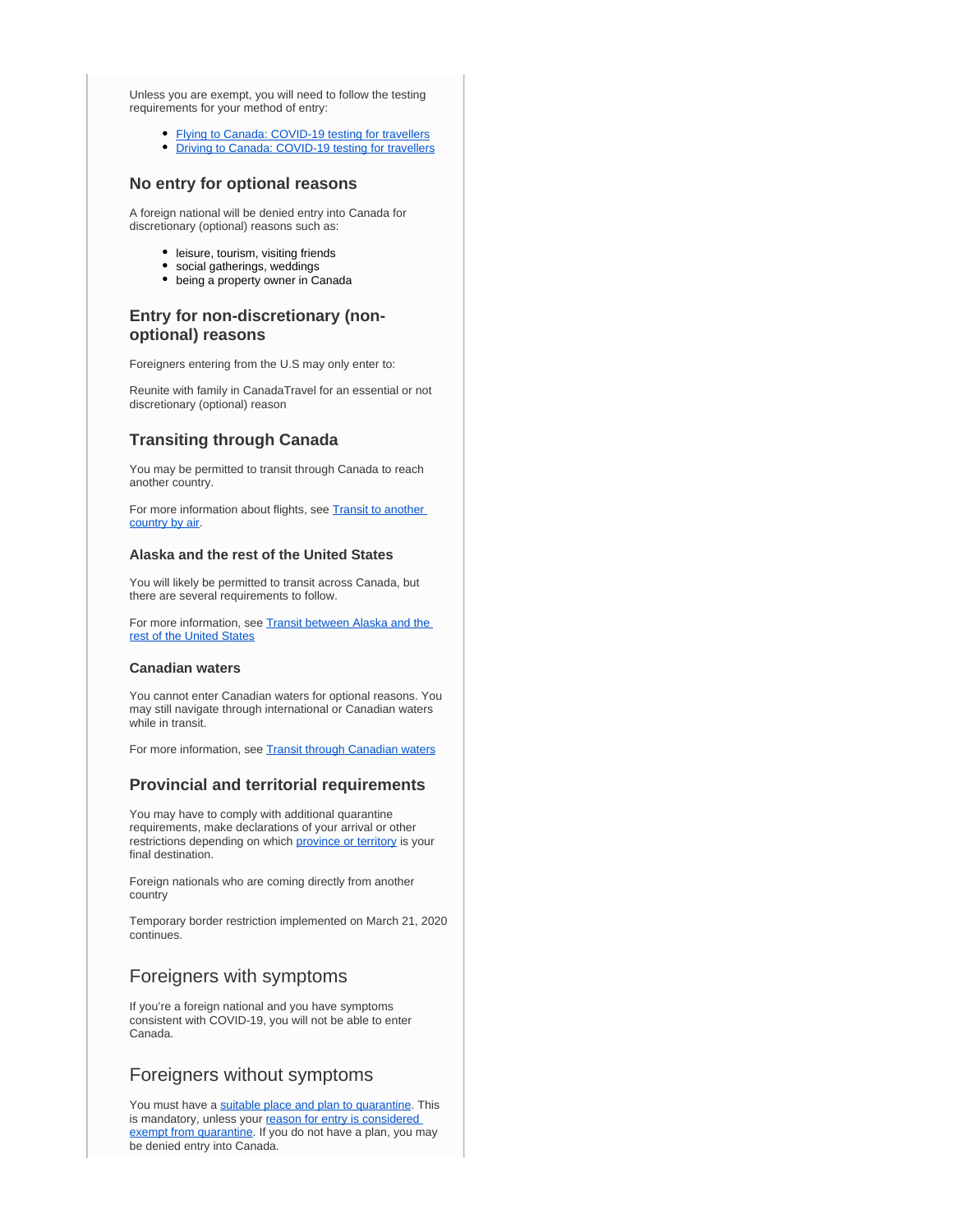Unless you are exempt, you will need to follow the testing requirements for your method of entry:

- [Flying to Canada: COVID-19 testing for travellers]
- [Driving to Canada: COVID-19 testing for travellers]

## No entry for optional reasons

A foreign national will be denied entry into Canada for discretionary (optional) reasons such as:

- leisure, tourism, visiting friends
- social gatherings, weddings
- being a property owner in Canada

## Entry for non-discretionary (non-optional) reasons

Foreigners entering from the U.S may only enter to:

Reunite with family in CanadaTravel for an essential or not discretionary (optional) reason

## Transiting through Canada

You may be permitted to transit through Canada to reach another country.

For more information about flights, see Transit to another country by air.

### Alaska and the rest of the United States

You will likely be permitted to transit across Canada, but there are several requirements to follow.

For more information, see Transit between Alaska and the rest of the United States

### Canadian waters

You cannot enter Canadian waters for optional reasons. You may still navigate through international or Canadian waters while in transit.

For more information, see Transit through Canadian waters

## Provincial and territorial requirements

You may have to comply with additional quarantine requirements, make declarations of your arrival or other restrictions depending on which province or territory is your final destination.

Foreign nationals who are coming directly from another country

Temporary border restriction implemented on March 21, 2020 continues.

## Foreigners with symptoms

If you're a foreign national and you have symptoms consistent with COVID-19, you will not be able to enter Canada.

## Foreigners without symptoms

You must have a suitable place and plan to quarantine. This is mandatory, unless your reason for entry is considered exempt from quarantine. If you do not have a plan, you may be denied entry into Canada.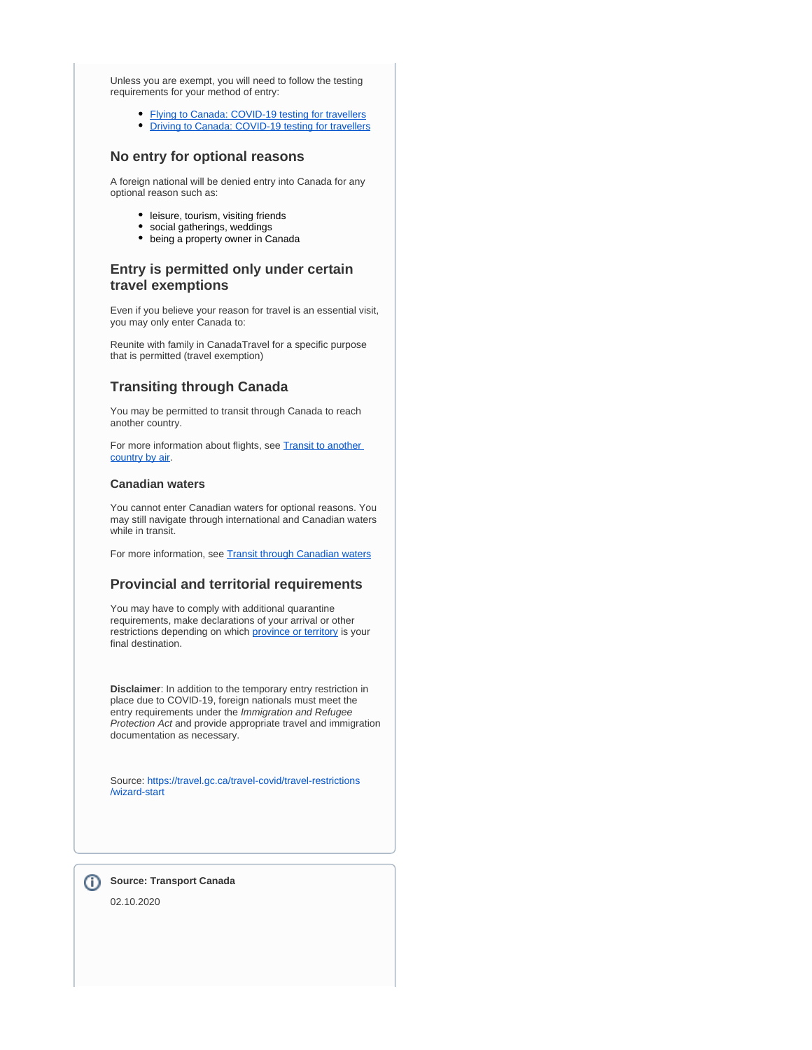Unless you are exempt, you will need to follow the testing requirements for your method of entry:

- [Flying to Canada: COVID-19 testing for travellers]
- [Driving to Canada: COVID-19 testing for travellers]

## No entry for optional reasons

A foreign national will be denied entry into Canada for any optional reason such as:

- leisure, tourism, visiting friends
- social gatherings, weddings
- being a property owner in Canada

## Entry is permitted only under certain travel exemptions

Even if you believe your reason for travel is an essential visit, you may only enter Canada to:

Reunite with family in CanadaTravel for a specific purpose that is permitted (travel exemption)

## Transiting through Canada

You may be permitted to transit through Canada to reach another country.

For more information about flights, see Transit to another country by air.

### Canadian waters

You cannot enter Canadian waters for optional reasons. You may still navigate through international and Canadian waters while in transit.

For more information, see Transit through Canadian waters

## Provincial and territorial requirements

You may have to comply with additional quarantine requirements, make declarations of your arrival or other restrictions depending on which province or territory is your final destination.

**Disclaimer**: In addition to the temporary entry restriction in place due to COVID-19, foreign nationals must meet the entry requirements under the *Immigration and Refugee Protection Act* and provide appropriate travel and immigration documentation as necessary.

Source: https://travel.gc.ca/travel-covid/travel-restrictions/wizard-start

**Source: Transport Canada**

02.10.2020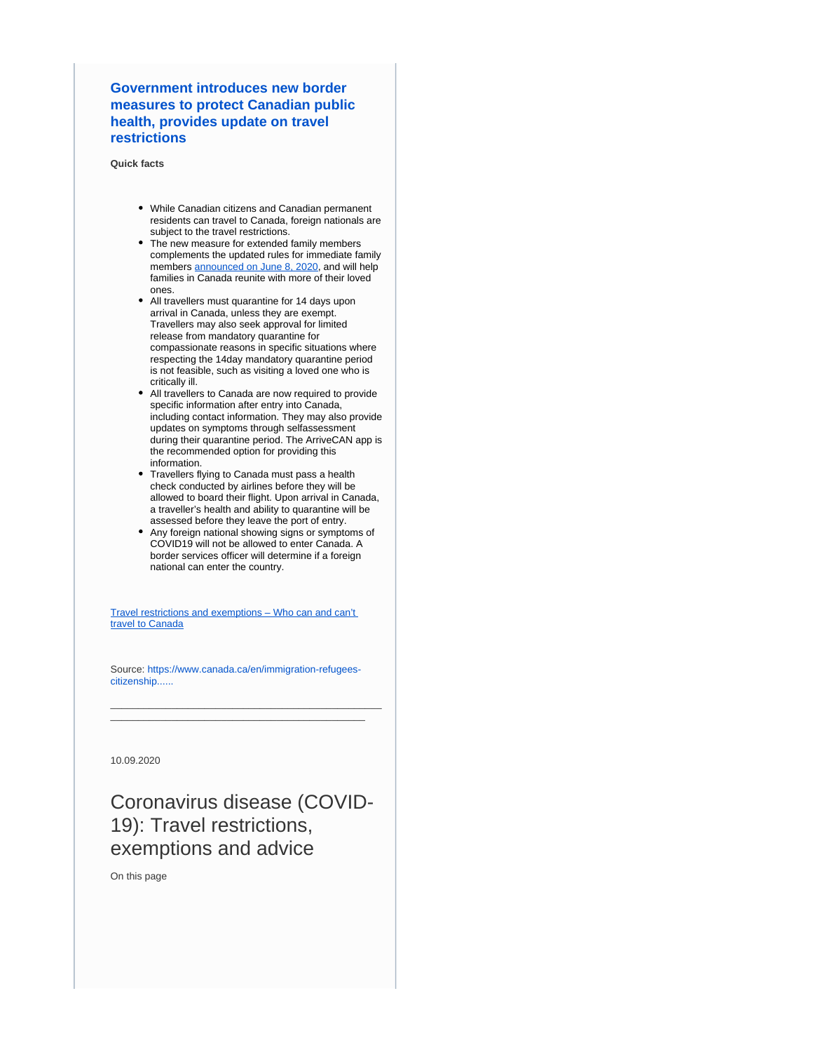### Government introduces new border measures to protect Canadian public health, provides update on travel restrictions

**Quick facts**

- While Canadian citizens and Canadian permanent residents can travel to Canada, foreign nationals are subject to the travel restrictions.
- The new measure for extended family members complements the updated rules for immediate family members [announced on June 8, 2020](), and will help families in Canada reunite with more of their loved ones.
- All travellers must quarantine for 14 days upon arrival in Canada, unless they are exempt. Travellers may also seek approval for limited release from mandatory quarantine for compassionate reasons in specific situations where respecting the 14day mandatory quarantine period is not feasible, such as visiting a loved one who is critically ill.
- All travellers to Canada are now required to provide specific information after entry into Canada, including contact information. They may also provide updates on symptoms through selfassessment during their quarantine period. The ArriveCAN app is the recommended option for providing this information.
- Travellers flying to Canada must pass a health check conducted by airlines before they will be allowed to board their flight. Upon arrival in Canada, a traveller's health and ability to quarantine will be assessed before they leave the port of entry.
- Any foreign national showing signs or symptoms of COVID19 will not be allowed to enter Canada. A border services officer will determine if a foreign national can enter the country.

[Travel restrictions and exemptions – Who can and can't travel to Canada]()

Source: https://www.canada.ca/en/immigration-refugees-citizenship......

---

10.09.2020

# Coronavirus disease (COVID-19): Travel restrictions, exemptions and advice

On this page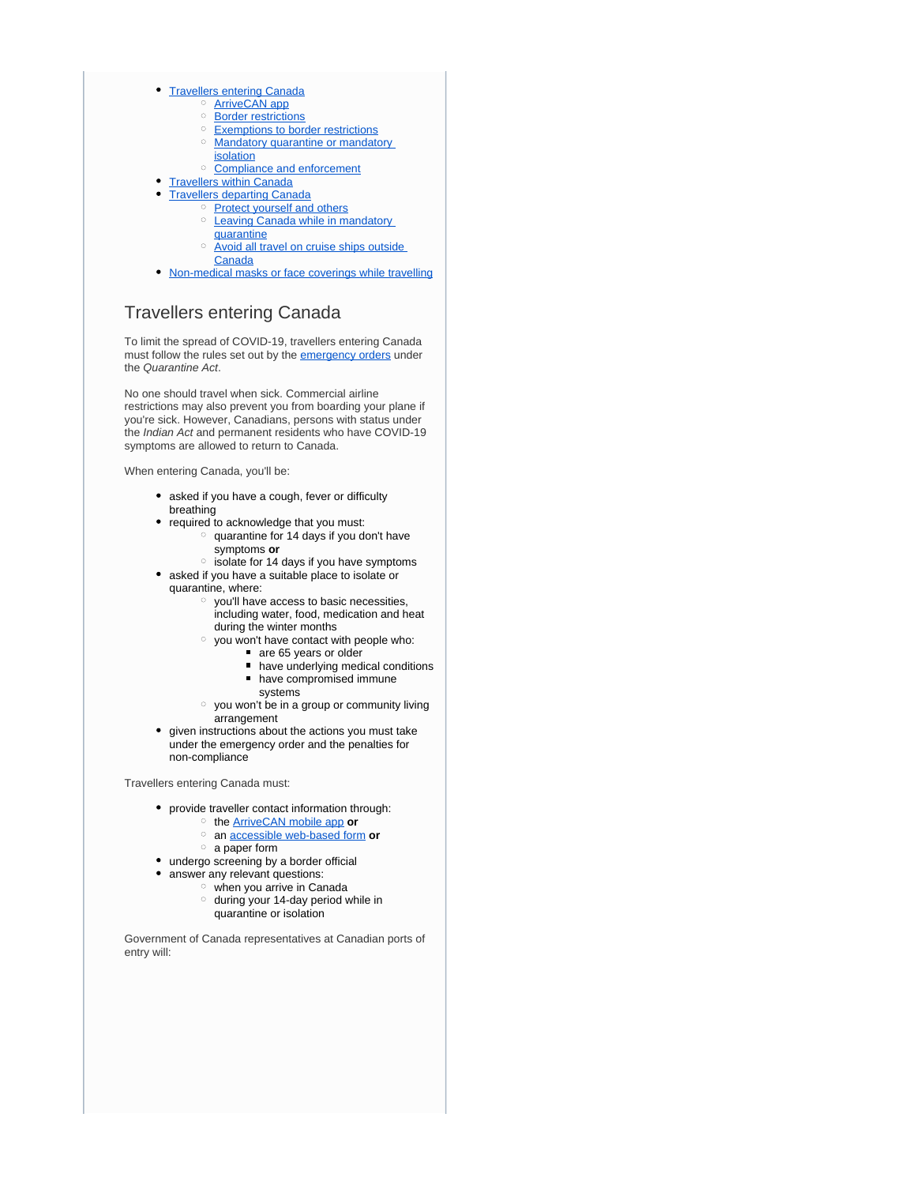- Travellers entering Canada
  - ArriveCAN app
  - Border restrictions
  - Exemptions to border restrictions
  - Mandatory quarantine or mandatory isolation
  - Compliance and enforcement
- Travellers within Canada
- Travellers departing Canada
  - Protect yourself and others
  - Leaving Canada while in mandatory quarantine
  - Avoid all travel on cruise ships outside Canada
- Non-medical masks or face coverings while travelling

## Travellers entering Canada

To limit the spread of COVID-19, travellers entering Canada must follow the rules set out by the emergency orders under the *Quarantine Act*.

No one should travel when sick. Commercial airline restrictions may also prevent you from boarding your plane if you're sick. However, Canadians, persons with status under the *Indian Act* and permanent residents who have COVID-19 symptoms are allowed to return to Canada.

When entering Canada, you'll be:

- asked if you have a cough, fever or difficulty breathing
- required to acknowledge that you must:
  - quarantine for 14 days if you don't have symptoms **or**
  - isolate for 14 days if you have symptoms
- asked if you have a suitable place to isolate or quarantine, where:
  - you'll have access to basic necessities, including water, food, medication and heat during the winter months
  - you won't have contact with people who:
    - are 65 years or older
    - have underlying medical conditions
    - have compromised immune systems
  - you won't be in a group or community living arrangement
- given instructions about the actions you must take under the emergency order and the penalties for non-compliance

Travellers entering Canada must:

- provide traveller contact information through:
  - the ArriveCAN mobile app **or**
  - an accessible web-based form **or**
  - a paper form
- undergo screening by a border official
- answer any relevant questions:
  - when you arrive in Canada
  - during your 14-day period while in quarantine or isolation

Government of Canada representatives at Canadian ports of entry will: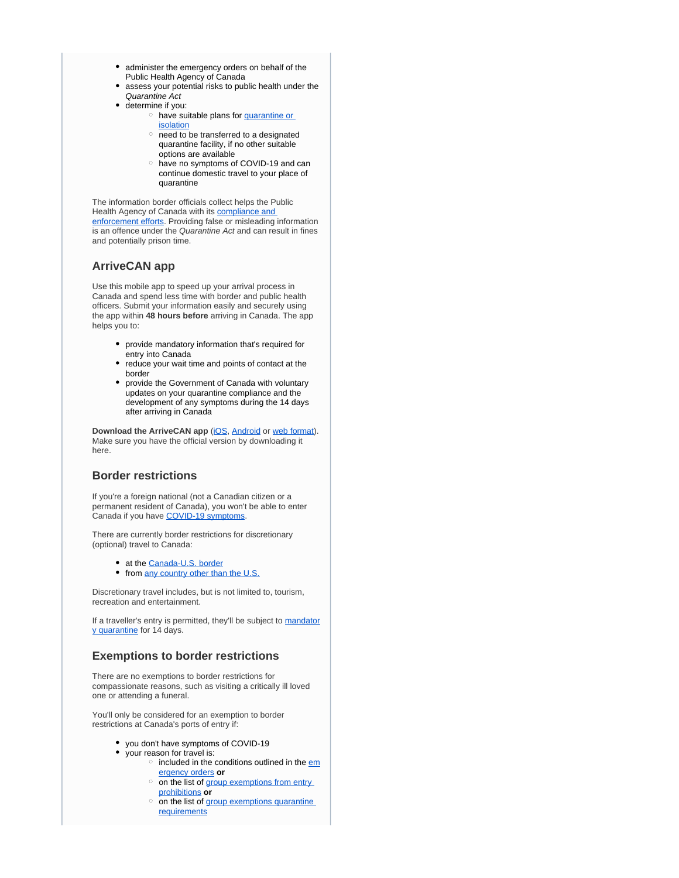- administer the emergency orders on behalf of the Public Health Agency of Canada
- assess your potential risks to public health under the *Quarantine Act*
- determine if you:
  - have suitable plans for quarantine or isolation
  - need to be transferred to a designated quarantine facility, if no other suitable options are available
  - have no symptoms of COVID-19 and can continue domestic travel to your place of quarantine

The information border officials collect helps the Public Health Agency of Canada with its compliance and enforcement efforts. Providing false or misleading information is an offence under the *Quarantine Act* and can result in fines and potentially prison time.

## ArriveCAN app

Use this mobile app to speed up your arrival process in Canada and spend less time with border and public health officers. Submit your information easily and securely using the app within **48 hours before** arriving in Canada. The app helps you to:

- provide mandatory information that's required for entry into Canada
- reduce your wait time and points of contact at the border
- provide the Government of Canada with voluntary updates on your quarantine compliance and the development of any symptoms during the 14 days after arriving in Canada

**Download the ArriveCAN app** (iOS, Android or web format). Make sure you have the official version by downloading it here.

## Border restrictions

If you're a foreign national (not a Canadian citizen or a permanent resident of Canada), you won't be able to enter Canada if you have COVID-19 symptoms.

There are currently border restrictions for discretionary (optional) travel to Canada:

- at the Canada-U.S. border
- from any country other than the U.S.

Discretionary travel includes, but is not limited to, tourism, recreation and entertainment.

If a traveller's entry is permitted, they'll be subject to mandatory quarantine for 14 days.

## Exemptions to border restrictions

There are no exemptions to border restrictions for compassionate reasons, such as visiting a critically ill loved one or attending a funeral.

You'll only be considered for an exemption to border restrictions at Canada's ports of entry if:

- you don't have symptoms of COVID-19
- your reason for travel is:
  - included in the conditions outlined in the emergency orders **or**
  - on the list of group exemptions from entry prohibitions **or**
  - on the list of group exemptions quarantine requirements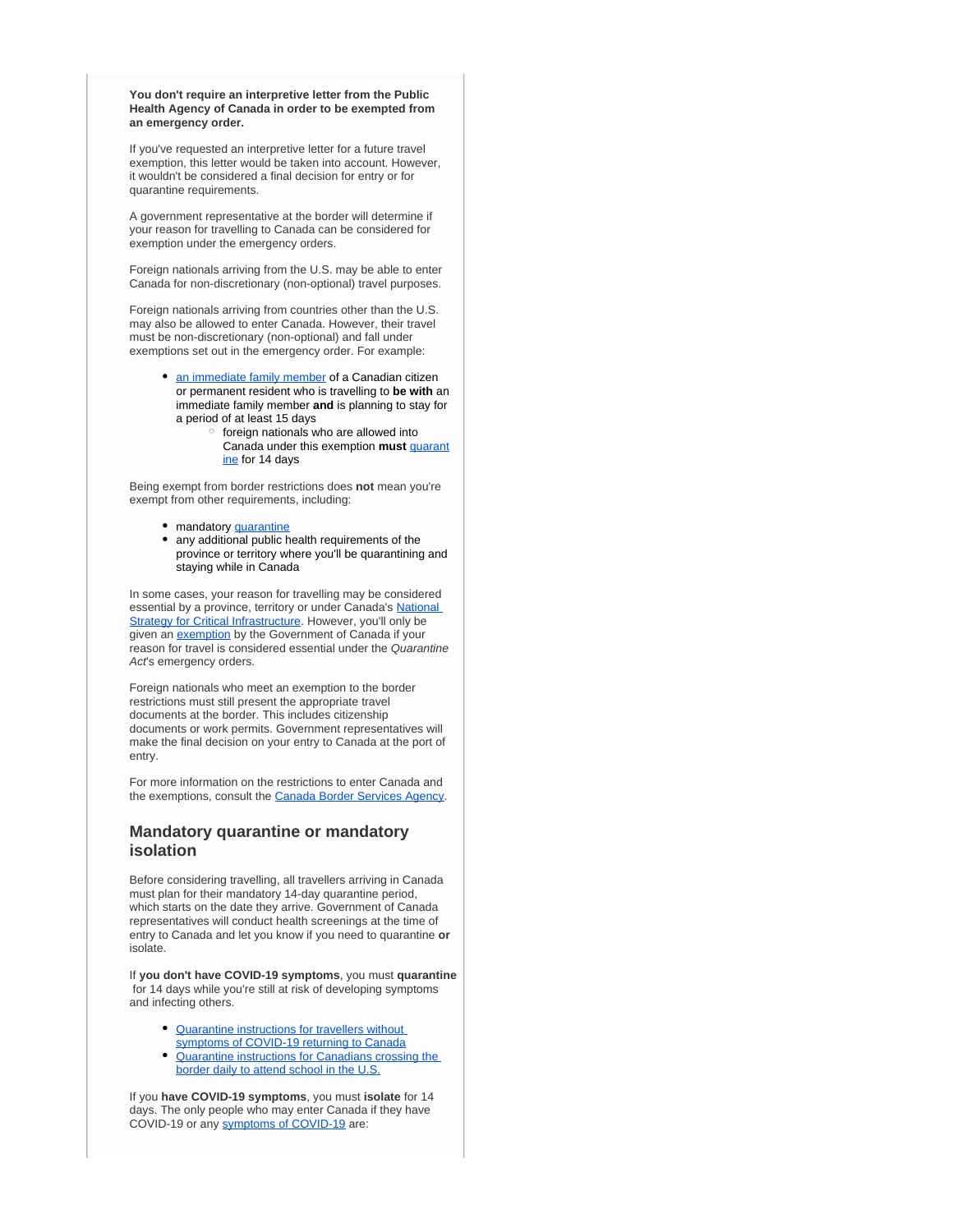**You don't require an interpretive letter from the Public Health Agency of Canada in order to be exempted from an emergency order.**

If you've requested an interpretive letter for a future travel exemption, this letter would be taken into account. However, it wouldn't be considered a final decision for entry or for quarantine requirements.

A government representative at the border will determine if your reason for travelling to Canada can be considered for exemption under the emergency orders.

Foreign nationals arriving from the U.S. may be able to enter Canada for non-discretionary (non-optional) travel purposes.

Foreign nationals arriving from countries other than the U.S. may also be allowed to enter Canada. However, their travel must be non-discretionary (non-optional) and fall under exemptions set out in the emergency order. For example:

- an immediate family member of a Canadian citizen or permanent resident who is travelling to **be with** an immediate family member **and** is planning to stay for a period of at least 15 days
  - foreign nationals who are allowed into Canada under this exemption **must** quarantine for 14 days

Being exempt from border restrictions does **not** mean you're exempt from other requirements, including:

- mandatory quarantine
- any additional public health requirements of the province or territory where you'll be quarantining and staying while in Canada

In some cases, your reason for travelling may be considered essential by a province, territory or under Canada's National Strategy for Critical Infrastructure. However, you'll only be given an exemption by the Government of Canada if your reason for travel is considered essential under the *Quarantine Act*'s emergency orders.

Foreign nationals who meet an exemption to the border restrictions must still present the appropriate travel documents at the border. This includes citizenship documents or work permits. Government representatives will make the final decision on your entry to Canada at the port of entry.

For more information on the restrictions to enter Canada and the exemptions, consult the Canada Border Services Agency.

## Mandatory quarantine or mandatory isolation

Before considering travelling, all travellers arriving in Canada must plan for their mandatory 14-day quarantine period, which starts on the date they arrive. Government of Canada representatives will conduct health screenings at the time of entry to Canada and let you know if you need to quarantine **or** isolate.

If **you don't have COVID-19 symptoms**, you must **quarantine** for 14 days while you're still at risk of developing symptoms and infecting others.

- Quarantine instructions for travellers without symptoms of COVID-19 returning to Canada
- Quarantine instructions for Canadians crossing the border daily to attend school in the U.S.

If you **have COVID-19 symptoms**, you must **isolate** for 14 days. The only people who may enter Canada if they have COVID-19 or any symptoms of COVID-19 are: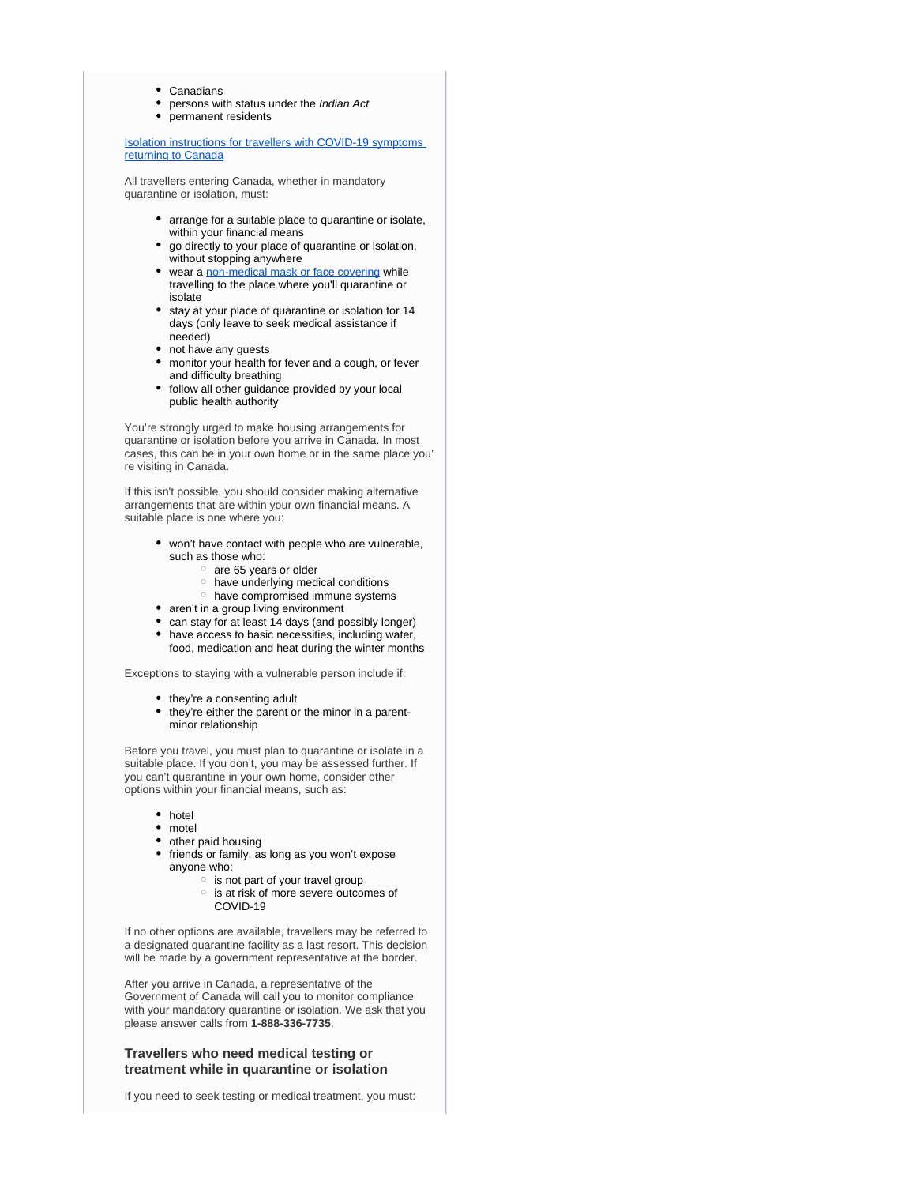- Canadians
- persons with status under the *Indian Act*
- permanent residents

[Isolation instructions for travellers with COVID-19 symptoms returning to Canada]

All travellers entering Canada, whether in mandatory quarantine or isolation, must:

- arrange for a suitable place to quarantine or isolate, within your financial means
- go directly to your place of quarantine or isolation, without stopping anywhere
- wear a [non-medical mask or face covering] while travelling to the place where you'll quarantine or isolate
- stay at your place of quarantine or isolation for 14 days (only leave to seek medical assistance if needed)
- not have any guests
- monitor your health for fever and a cough, or fever and difficulty breathing
- follow all other guidance provided by your local public health authority

You're strongly urged to make housing arrangements for quarantine or isolation before you arrive in Canada. In most cases, this can be in your own home or in the same place you're visiting in Canada.

If this isn't possible, you should consider making alternative arrangements that are within your own financial means. A suitable place is one where you:

- won't have contact with people who are vulnerable, such as those who:
  - are 65 years or older
  - have underlying medical conditions
  - have compromised immune systems
- aren't in a group living environment
- can stay for at least 14 days (and possibly longer)
- have access to basic necessities, including water, food, medication and heat during the winter months

Exceptions to staying with a vulnerable person include if:

- they're a consenting adult
- they're either the parent or the minor in a parent-minor relationship

Before you travel, you must plan to quarantine or isolate in a suitable place. If you don't, you may be assessed further. If you can't quarantine in your own home, consider other options within your financial means, such as:

- hotel
- motel
- other paid housing
- friends or family, as long as you won't expose anyone who:
  - is not part of your travel group
  - is at risk of more severe outcomes of COVID-19

If no other options are available, travellers may be referred to a designated quarantine facility as a last resort. This decision will be made by a government representative at the border.

After you arrive in Canada, a representative of the Government of Canada will call you to monitor compliance with your mandatory quarantine or isolation. We ask that you please answer calls from **1-888-336-7735**.

### Travellers who need medical testing or treatment while in quarantine or isolation

If you need to seek testing or medical treatment, you must: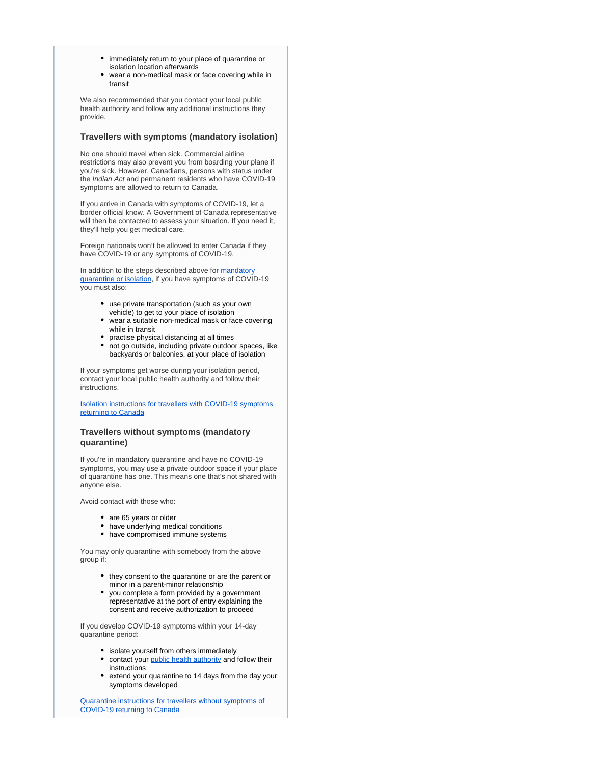- immediately return to your place of quarantine or isolation location afterwards
- wear a non-medical mask or face covering while in transit

We also recommended that you contact your local public health authority and follow any additional instructions they provide.

### Travellers with symptoms (mandatory isolation)

No one should travel when sick. Commercial airline restrictions may also prevent you from boarding your plane if you're sick. However, Canadians, persons with status under the *Indian Act* and permanent residents who have COVID-19 symptoms are allowed to return to Canada.

If you arrive in Canada with symptoms of COVID-19, let a border official know. A Government of Canada representative will then be contacted to assess your situation. If you need it, they'll help you get medical care.

Foreign nationals won't be allowed to enter Canada if they have COVID-19 or any symptoms of COVID-19.

In addition to the steps described above for [mandatory quarantine or isolation](), if you have symptoms of COVID-19 you must also:

- use private transportation (such as your own vehicle) to get to your place of isolation
- wear a suitable non-medical mask or face covering while in transit
- practise physical distancing at all times
- not go outside, including private outdoor spaces, like backyards or balconies, at your place of isolation

If your symptoms get worse during your isolation period, contact your local public health authority and follow their instructions.

[Isolation instructions for travellers with COVID-19 symptoms returning to Canada]()

### Travellers without symptoms (mandatory quarantine)

If you're in mandatory quarantine and have no COVID-19 symptoms, you may use a private outdoor space if your place of quarantine has one. This means one that's not shared with anyone else.

Avoid contact with those who:

- are 65 years or older
- have underlying medical conditions
- have compromised immune systems

You may only quarantine with somebody from the above group if:

- they consent to the quarantine or are the parent or minor in a parent-minor relationship
- you complete a form provided by a government representative at the port of entry explaining the consent and receive authorization to proceed

If you develop COVID-19 symptoms within your 14-day quarantine period:

- isolate yourself from others immediately
- contact your [public health authority]() and follow their instructions
- extend your quarantine to 14 days from the day your symptoms developed

[Quarantine instructions for travellers without symptoms of COVID-19 returning to Canada]()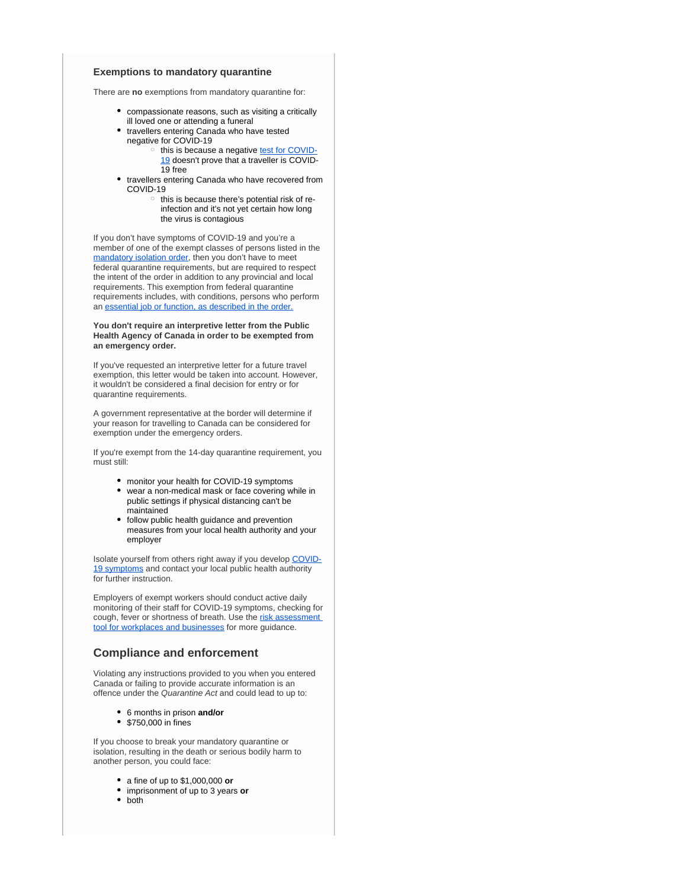### Exemptions to mandatory quarantine

There are **no** exemptions from mandatory quarantine for:

- compassionate reasons, such as visiting a critically ill loved one or attending a funeral
- travellers entering Canada who have tested negative for COVID-19
  - this is because a negative test for COVID-19 doesn't prove that a traveller is COVID-19 free
- travellers entering Canada who have recovered from COVID-19
  - this is because there's potential risk of re-infection and it's not yet certain how long the virus is contagious

If you don't have symptoms of COVID-19 and you're a member of one of the exempt classes of persons listed in the mandatory isolation order, then you don't have to meet federal quarantine requirements, but are required to respect the intent of the order in addition to any provincial and local requirements. This exemption from federal quarantine requirements includes, with conditions, persons who perform an essential job or function, as described in the order.

**You don't require an interpretive letter from the Public Health Agency of Canada in order to be exempted from an emergency order.**

If you've requested an interpretive letter for a future travel exemption, this letter would be taken into account. However, it wouldn't be considered a final decision for entry or for quarantine requirements.

A government representative at the border will determine if your reason for travelling to Canada can be considered for exemption under the emergency orders.

If you're exempt from the 14-day quarantine requirement, you must still:

- monitor your health for COVID-19 symptoms
- wear a non-medical mask or face covering while in public settings if physical distancing can't be maintained
- follow public health guidance and prevention measures from your local health authority and your employer

Isolate yourself from others right away if you develop COVID-19 symptoms and contact your local public health authority for further instruction.

Employers of exempt workers should conduct active daily monitoring of their staff for COVID-19 symptoms, checking for cough, fever or shortness of breath. Use the risk assessment tool for workplaces and businesses for more guidance.

## Compliance and enforcement

Violating any instructions provided to you when you entered Canada or failing to provide accurate information is an offence under the *Quarantine Act* and could lead to up to:

- 6 months in prison **and/or**
- $750,000 in fines

If you choose to break your mandatory quarantine or isolation, resulting in the death or serious bodily harm to another person, you could face:

- a fine of up to $1,000,000 **or**
- imprisonment of up to 3 years **or**
- both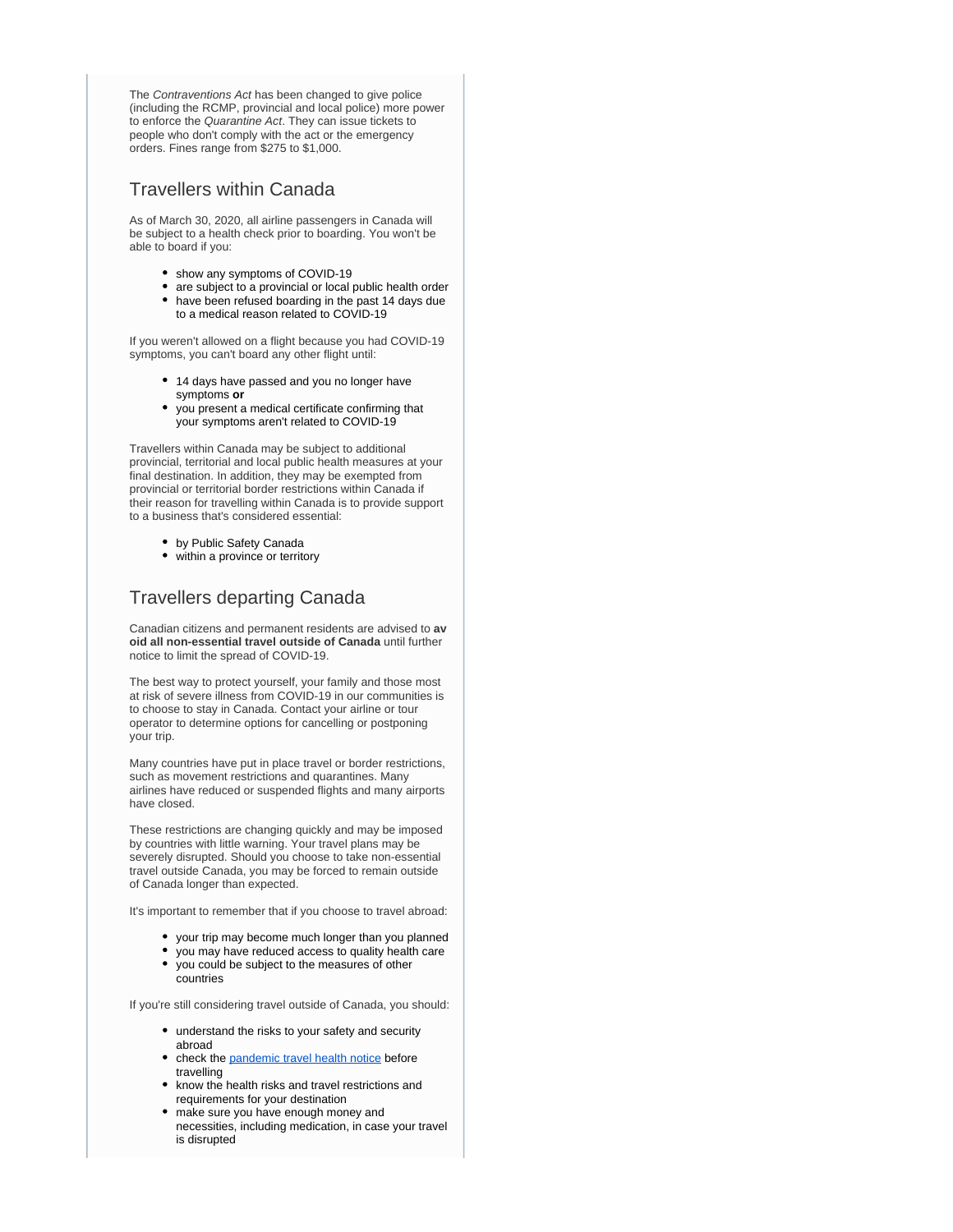The *Contraventions Act* has been changed to give police (including the RCMP, provincial and local police) more power to enforce the *Quarantine Act*. They can issue tickets to people who don't comply with the act or the emergency orders. Fines range from $275 to $1,000.

## Travellers within Canada

As of March 30, 2020, all airline passengers in Canada will be subject to a health check prior to boarding. You won't be able to board if you:

- show any symptoms of COVID-19
- are subject to a provincial or local public health order
- have been refused boarding in the past 14 days due to a medical reason related to COVID-19

If you weren't allowed on a flight because you had COVID-19 symptoms, you can't board any other flight until:

- 14 days have passed and you no longer have symptoms **or**
- you present a medical certificate confirming that your symptoms aren't related to COVID-19

Travellers within Canada may be subject to additional provincial, territorial and local public health measures at your final destination. In addition, they may be exempted from provincial or territorial border restrictions within Canada if their reason for travelling within Canada is to provide support to a business that's considered essential:

- by Public Safety Canada
- within a province or territory

## Travellers departing Canada

Canadian citizens and permanent residents are advised to **av oid all non-essential travel outside of Canada** until further notice to limit the spread of COVID-19.

The best way to protect yourself, your family and those most at risk of severe illness from COVID-19 in our communities is to choose to stay in Canada. Contact your airline or tour operator to determine options for cancelling or postponing your trip.

Many countries have put in place travel or border restrictions, such as movement restrictions and quarantines. Many airlines have reduced or suspended flights and many airports have closed.

These restrictions are changing quickly and may be imposed by countries with little warning. Your travel plans may be severely disrupted. Should you choose to take non-essential travel outside Canada, you may be forced to remain outside of Canada longer than expected.

It's important to remember that if you choose to travel abroad:

- your trip may become much longer than you planned
- you may have reduced access to quality health care
- you could be subject to the measures of other countries

If you're still considering travel outside of Canada, you should:

- understand the risks to your safety and security abroad
- check the pandemic travel health notice before travelling
- know the health risks and travel restrictions and requirements for your destination
- make sure you have enough money and necessities, including medication, in case your travel is disrupted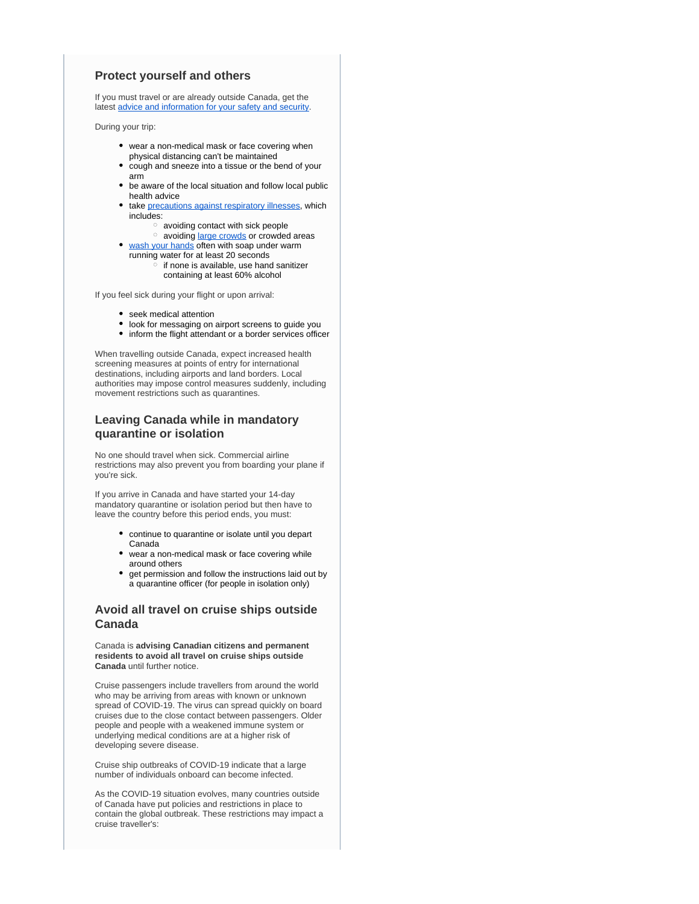## Protect yourself and others

If you must travel or are already outside Canada, get the latest [advice and information for your safety and security](#).

During your trip:

- wear a non-medical mask or face covering when physical distancing can't be maintained
- cough and sneeze into a tissue or the bend of your arm
- be aware of the local situation and follow local public health advice
- take [precautions against respiratory illnesses](#), which includes:
  - avoiding contact with sick people
  - avoiding [large crowds](#) or crowded areas
- [wash your hands](#) often with soap under warm running water for at least 20 seconds
  - if none is available, use hand sanitizer containing at least 60% alcohol

If you feel sick during your flight or upon arrival:

- seek medical attention
- look for messaging on airport screens to guide you
- inform the flight attendant or a border services officer

When travelling outside Canada, expect increased health screening measures at points of entry for international destinations, including airports and land borders. Local authorities may impose control measures suddenly, including movement restrictions such as quarantines.

## Leaving Canada while in mandatory quarantine or isolation

No one should travel when sick. Commercial airline restrictions may also prevent you from boarding your plane if you're sick.

If you arrive in Canada and have started your 14-day mandatory quarantine or isolation period but then have to leave the country before this period ends, you must:

- continue to quarantine or isolate until you depart Canada
- wear a non-medical mask or face covering while around others
- get permission and follow the instructions laid out by a quarantine officer (for people in isolation only)

## Avoid all travel on cruise ships outside Canada

Canada is **advising Canadian citizens and permanent residents to avoid all travel on cruise ships outside Canada** until further notice.

Cruise passengers include travellers from around the world who may be arriving from areas with known or unknown spread of COVID-19. The virus can spread quickly on board cruises due to the close contact between passengers. Older people and people with a weakened immune system or underlying medical conditions are at a higher risk of developing severe disease.

Cruise ship outbreaks of COVID-19 indicate that a large number of individuals onboard can become infected.

As the COVID-19 situation evolves, many countries outside of Canada have put policies and restrictions in place to contain the global outbreak. These restrictions may impact a cruise traveller's: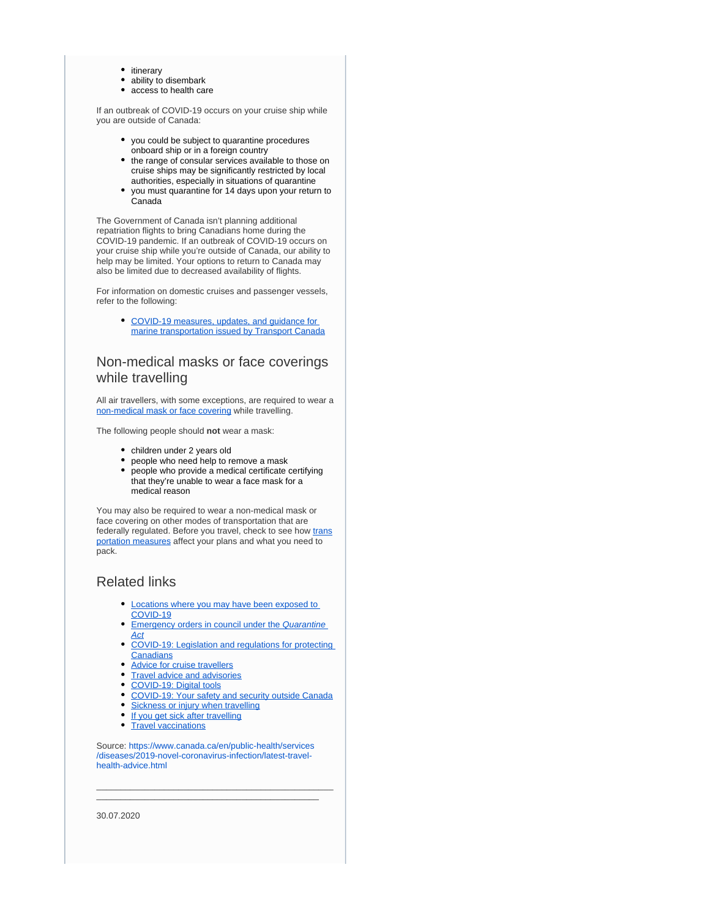- itinerary
- ability to disembark
- access to health care

If an outbreak of COVID-19 occurs on your cruise ship while you are outside of Canada:

- you could be subject to quarantine procedures onboard ship or in a foreign country
- the range of consular services available to those on cruise ships may be significantly restricted by local authorities, especially in situations of quarantine
- you must quarantine for 14 days upon your return to Canada

The Government of Canada isn't planning additional repatriation flights to bring Canadians home during the COVID-19 pandemic. If an outbreak of COVID-19 occurs on your cruise ship while you're outside of Canada, our ability to help may be limited. Your options to return to Canada may also be limited due to decreased availability of flights.

For information on domestic cruises and passenger vessels, refer to the following:

- COVID-19 measures, updates, and guidance for marine transportation issued by Transport Canada

## Non-medical masks or face coverings while travelling

All air travellers, with some exceptions, are required to wear a non-medical mask or face covering while travelling.

The following people should **not** wear a mask:

- children under 2 years old
- people who need help to remove a mask
- people who provide a medical certificate certifying that they're unable to wear a face mask for a medical reason

You may also be required to wear a non-medical mask or face covering on other modes of transportation that are federally regulated. Before you travel, check to see how transportation measures affect your plans and what you need to pack.

## Related links

- Locations where you may have been exposed to COVID-19
- Emergency orders in council under the *Quarantine Act*
- COVID-19: Legislation and regulations for protecting Canadians
- Advice for cruise travellers
- Travel advice and advisories
- COVID-19: Digital tools
- COVID-19: Your safety and security outside Canada
- Sickness or injury when travelling
- If you get sick after travelling
- Travel vaccinations

Source: https://www.canada.ca/en/public-health/services/diseases/2019-novel-coronavirus-infection/latest-travel-health-advice.html

---

30.07.2020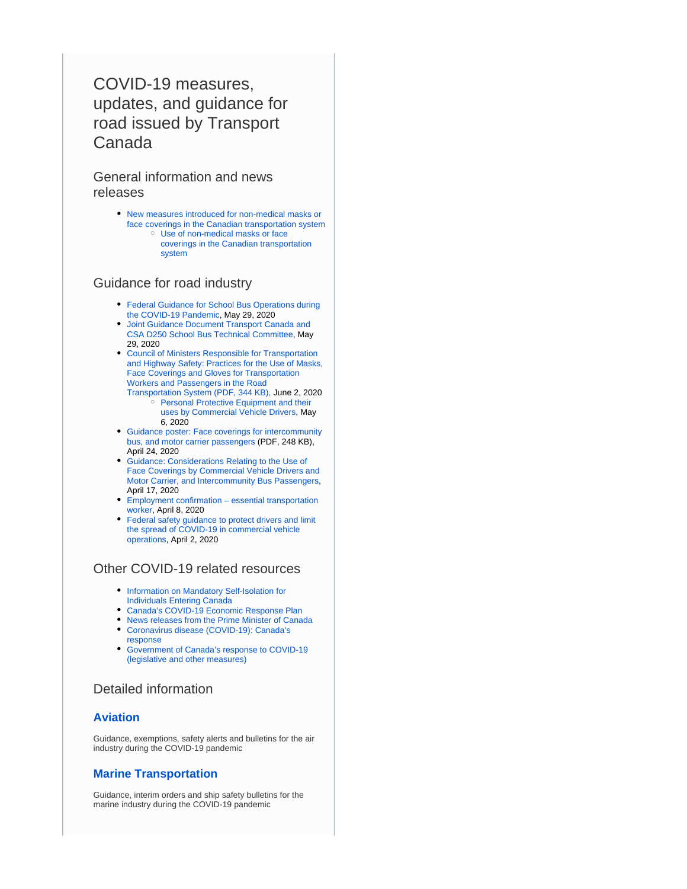# COVID-19 measures, updates, and guidance for road issued by Transport Canada

## General information and news releases

- New measures introduced for non-medical masks or face coverings in the Canadian transportation system
  - Use of non-medical masks or face coverings in the Canadian transportation system

## Guidance for road industry

- Federal Guidance for School Bus Operations during the COVID-19 Pandemic, May 29, 2020
- Joint Guidance Document Transport Canada and CSA D250 School Bus Technical Committee, May 29, 2020
- Council of Ministers Responsible for Transportation and Highway Safety: Practices for the Use of Masks, Face Coverings and Gloves for Transportation Workers and Passengers in the Road Transportation System (PDF, 344 KB), June 2, 2020
  - Personal Protective Equipment and their uses by Commercial Vehicle Drivers, May 6, 2020
- Guidance poster: Face coverings for intercommunity bus, and motor carrier passengers (PDF, 248 KB), April 24, 2020
- Guidance: Considerations Relating to the Use of Face Coverings by Commercial Vehicle Drivers and Motor Carrier, and Intercommunity Bus Passengers, April 17, 2020
- Employment confirmation – essential transportation worker, April 8, 2020
- Federal safety guidance to protect drivers and limit the spread of COVID-19 in commercial vehicle operations, April 2, 2020

## Other COVID-19 related resources

- Information on Mandatory Self-Isolation for Individuals Entering Canada
- Canada's COVID-19 Economic Response Plan
- News releases from the Prime Minister of Canada
- Coronavirus disease (COVID-19): Canada's response
- Government of Canada's response to COVID-19 (legislative and other measures)

## Detailed information

### **Aviation**

Guidance, exemptions, safety alerts and bulletins for the air industry during the COVID-19 pandemic

### **Marine Transportation**

Guidance, interim orders and ship safety bulletins for the marine industry during the COVID-19 pandemic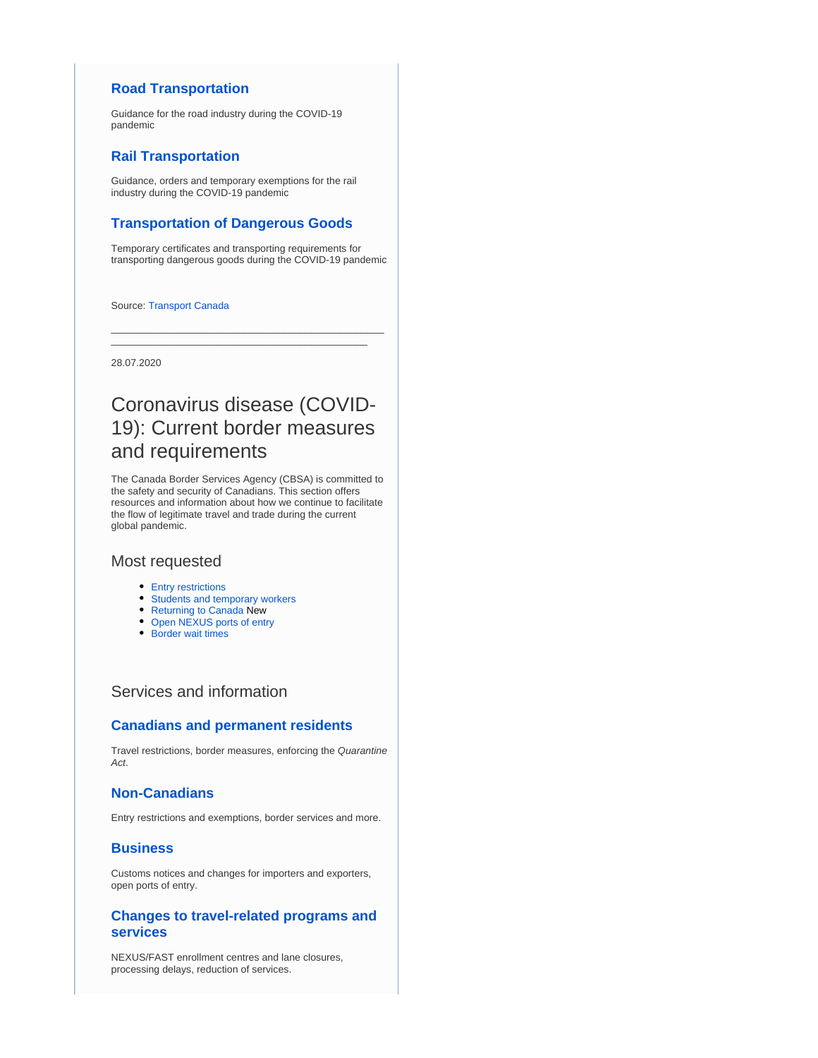### Road Transportation

Guidance for the road industry during the COVID-19 pandemic

### Rail Transportation

Guidance, orders and temporary exemptions for the rail industry during the COVID-19 pandemic

### Transportation of Dangerous Goods

Temporary certificates and transporting requirements for transporting dangerous goods during the COVID-19 pandemic

Source: Transport Canada

---

28.07.2020

# Coronavirus disease (COVID-19): Current border measures and requirements

The Canada Border Services Agency (CBSA) is committed to the safety and security of Canadians. This section offers resources and information about how we continue to facilitate the flow of legitimate travel and trade during the current global pandemic.

## Most requested

- Entry restrictions
- Students and temporary workers
- Returning to Canada New
- Open NEXUS ports of entry
- Border wait times

## Services and information

### Canadians and permanent residents

Travel restrictions, border measures, enforcing the *Quarantine Act*.

### Non-Canadians

Entry restrictions and exemptions, border services and more.

### Business

Customs notices and changes for importers and exporters, open ports of entry.

### Changes to travel-related programs and services

NEXUS/FAST enrollment centres and lane closures, processing delays, reduction of services.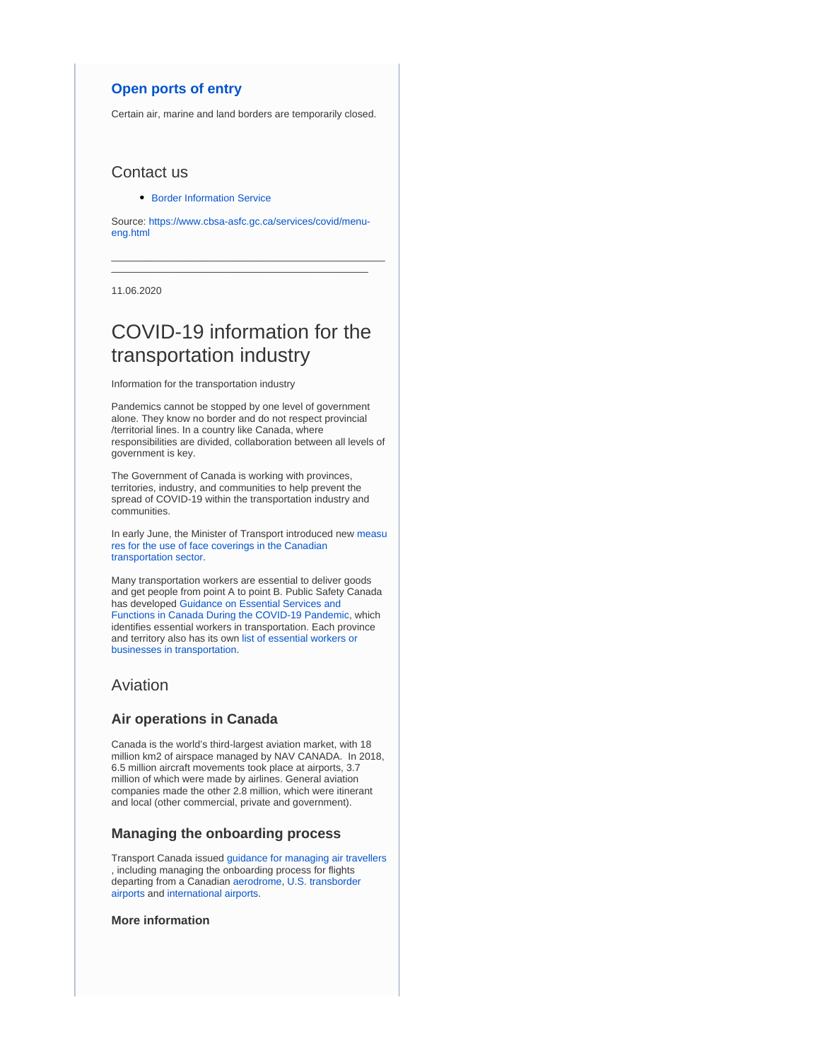### Open ports of entry

Certain air, marine and land borders are temporarily closed.

## Contact us

- Border Information Service

Source: https://www.cbsa-asfc.gc.ca/services/covid/menu-eng.html

---

11.06.2020

# COVID-19 information for the transportation industry

Information for the transportation industry

Pandemics cannot be stopped by one level of government alone. They know no border and do not respect provincial /territorial lines. In a country like Canada, where responsibilities are divided, collaboration between all levels of government is key.

The Government of Canada is working with provinces, territories, industry, and communities to help prevent the spread of COVID-19 within the transportation industry and communities.

In early June, the Minister of Transport introduced new measures for the use of face coverings in the Canadian transportation sector.

Many transportation workers are essential to deliver goods and get people from point A to point B. Public Safety Canada has developed Guidance on Essential Services and Functions in Canada During the COVID-19 Pandemic, which identifies essential workers in transportation. Each province and territory also has its own list of essential workers or businesses in transportation.

## Aviation

### Air operations in Canada

Canada is the world's third-largest aviation market, with 18 million km2 of airspace managed by NAV CANADA. In 2018, 6.5 million aircraft movements took place at airports, 3.7 million of which were made by airlines. General aviation companies made the other 2.8 million, which were itinerant and local (other commercial, private and government).

### Managing the onboarding process

Transport Canada issued guidance for managing air travellers, including managing the onboarding process for flights departing from a Canadian aerodrome, U.S. transborder airports and international airports.

#### More information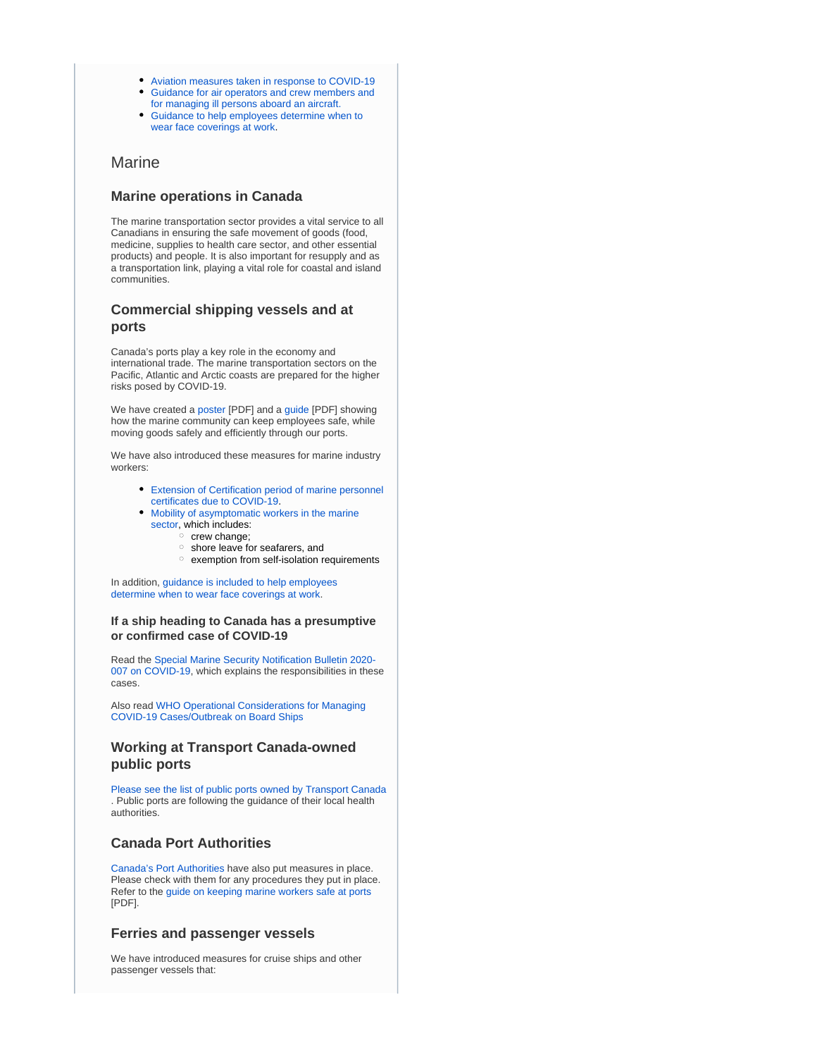- Aviation measures taken in response to COVID-19
- Guidance for air operators and crew members and for managing ill persons aboard an aircraft.
- Guidance to help employees determine when to wear face coverings at work.

## Marine

### Marine operations in Canada

The marine transportation sector provides a vital service to all Canadians in ensuring the safe movement of goods (food, medicine, supplies to health care sector, and other essential products) and people. It is also important for resupply and as a transportation link, playing a vital role for coastal and island communities.

### Commercial shipping vessels and at ports

Canada's ports play a key role in the economy and international trade. The marine transportation sectors on the Pacific, Atlantic and Arctic coasts are prepared for the higher risks posed by COVID-19.

We have created a poster [PDF] and a guide [PDF] showing how the marine community can keep employees safe, while moving goods safely and efficiently through our ports.

We have also introduced these measures for marine industry workers:

- Extension of Certification period of marine personnel certificates due to COVID-19.
- Mobility of asymptomatic workers in the marine sector, which includes:
  - crew change;
  - shore leave for seafarers, and
  - exemption from self-isolation requirements

In addition, guidance is included to help employees determine when to wear face coverings at work.

#### If a ship heading to Canada has a presumptive or confirmed case of COVID-19

Read the Special Marine Security Notification Bulletin 2020-007 on COVID-19, which explains the responsibilities in these cases.

Also read WHO Operational Considerations for Managing COVID-19 Cases/Outbreak on Board Ships

### Working at Transport Canada-owned public ports

Please see the list of public ports owned by Transport Canada . Public ports are following the guidance of their local health authorities.

### Canada Port Authorities

Canada's Port Authorities have also put measures in place. Please check with them for any procedures they put in place. Refer to the guide on keeping marine workers safe at ports [PDF].

### Ferries and passenger vessels

We have introduced measures for cruise ships and other passenger vessels that: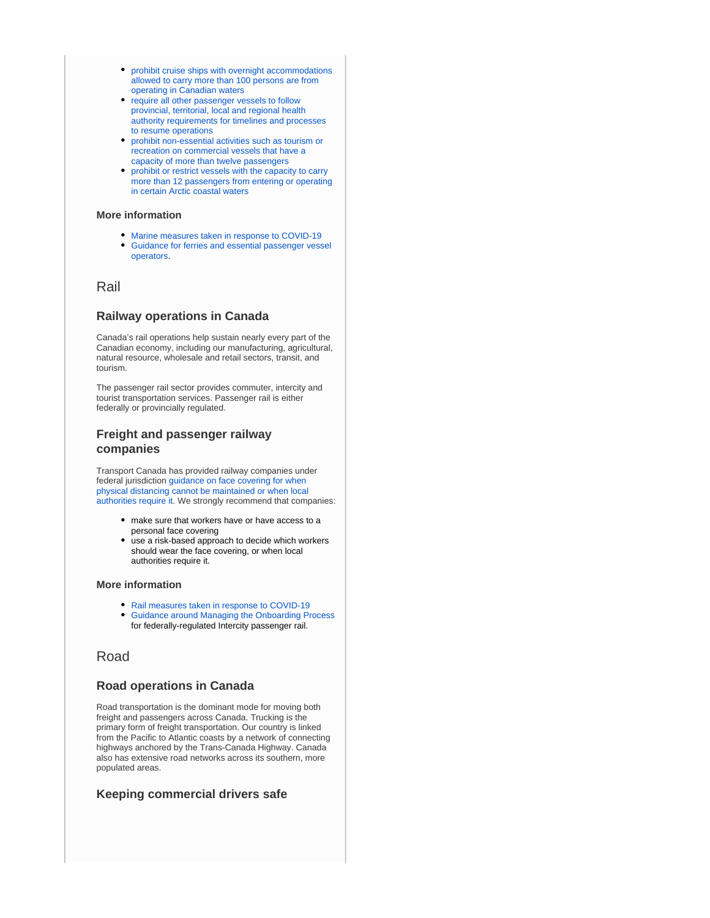- prohibit cruise ships with overnight accommodations allowed to carry more than 100 persons are from operating in Canadian waters
- require all other passenger vessels to follow provincial, territorial, local and regional health authority requirements for timelines and processes to resume operations
- prohibit non-essential activities such as tourism or recreation on commercial vessels that have a capacity of more than twelve passengers
- prohibit or restrict vessels with the capacity to carry more than 12 passengers from entering or operating in certain Arctic coastal waters

#### More information

- Marine measures taken in response to COVID-19
- Guidance for ferries and essential passenger vessel operators.

## Rail

### Railway operations in Canada

Canada's rail operations help sustain nearly every part of the Canadian economy, including our manufacturing, agricultural, natural resource, wholesale and retail sectors, transit, and tourism.

The passenger rail sector provides commuter, intercity and tourist transportation services. Passenger rail is either federally or provincially regulated.

### Freight and passenger railway companies

Transport Canada has provided railway companies under federal jurisdiction guidance on face covering for when physical distancing cannot be maintained or when local authorities require it. We strongly recommend that companies:

- make sure that workers have or have access to a personal face covering
- use a risk-based approach to decide which workers should wear the face covering, or when local authorities require it.

#### More information

- Rail measures taken in response to COVID-19
- Guidance around Managing the Onboarding Process for federally-regulated Intercity passenger rail.

## Road

### Road operations in Canada

Road transportation is the dominant mode for moving both freight and passengers across Canada. Trucking is the primary form of freight transportation. Our country is linked from the Pacific to Atlantic coasts by a network of connecting highways anchored by the Trans-Canada Highway. Canada also has extensive road networks across its southern, more populated areas.

### Keeping commercial drivers safe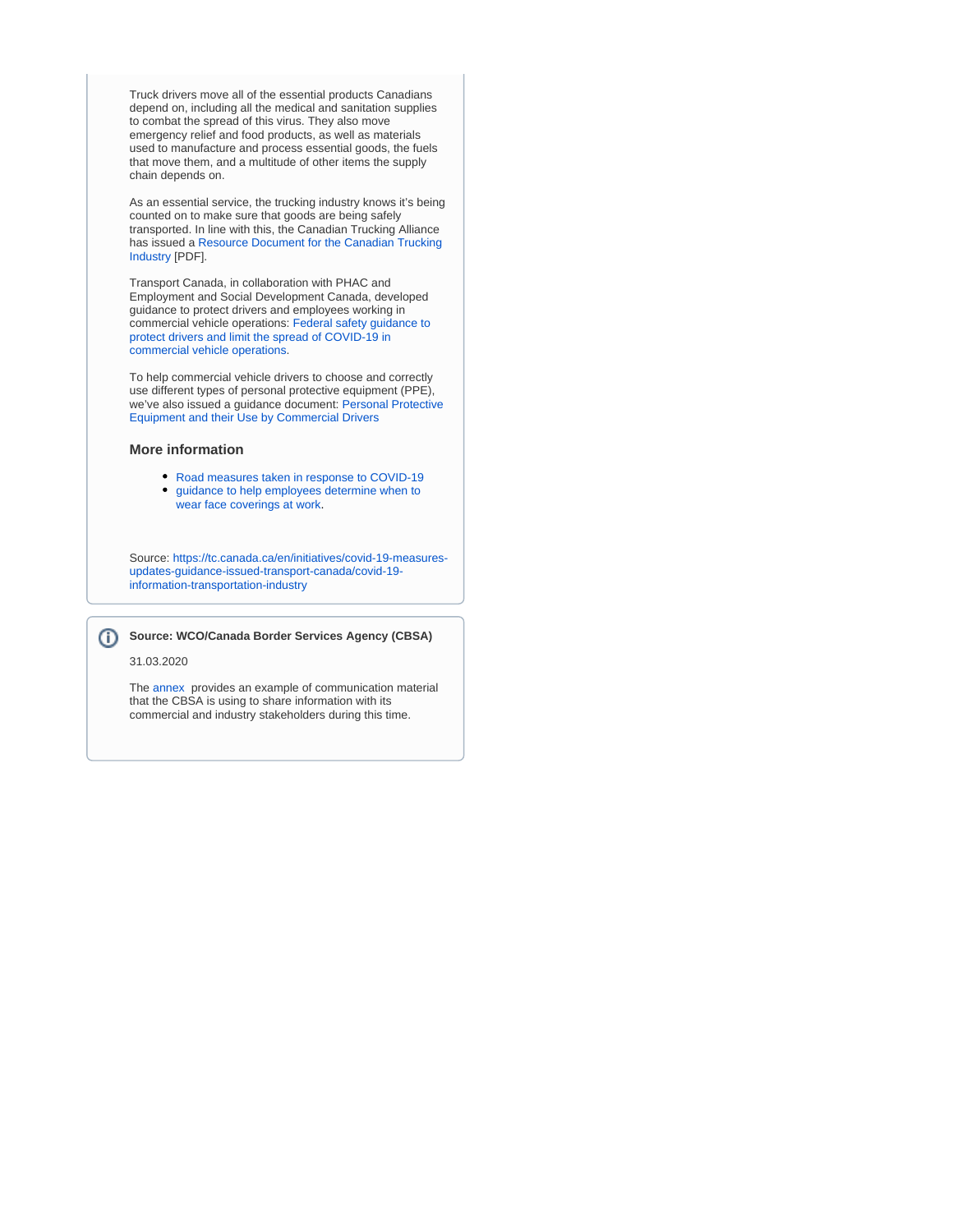Truck drivers move all of the essential products Canadians depend on, including all the medical and sanitation supplies to combat the spread of this virus. They also move emergency relief and food products, as well as materials used to manufacture and process essential goods, the fuels that move them, and a multitude of other items the supply chain depends on.

As an essential service, the trucking industry knows it's being counted on to make sure that goods are being safely transported. In line with this, the Canadian Trucking Alliance has issued a Resource Document for the Canadian Trucking Industry [PDF].

Transport Canada, in collaboration with PHAC and Employment and Social Development Canada, developed guidance to protect drivers and employees working in commercial vehicle operations: Federal safety guidance to protect drivers and limit the spread of COVID-19 in commercial vehicle operations.

To help commercial vehicle drivers to choose and correctly use different types of personal protective equipment (PPE), we've also issued a guidance document: Personal Protective Equipment and their Use by Commercial Drivers

### More information

- Road measures taken in response to COVID-19
- guidance to help employees determine when to wear face coverings at work.

Source: https://tc.canada.ca/en/initiatives/covid-19-measures-updates-guidance-issued-transport-canada/covid-19-information-transportation-industry

**Source: WCO/Canada Border Services Agency (CBSA)**

31.03.2020

The annex provides an example of communication material that the CBSA is using to share information with its commercial and industry stakeholders during this time.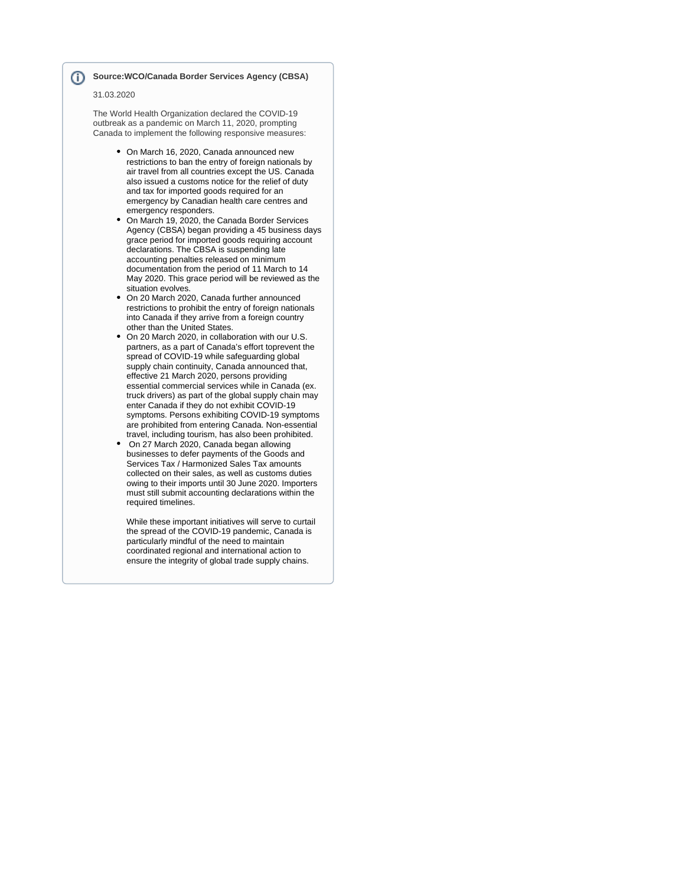**Source:WCO/Canada Border Services Agency (CBSA)**

31.03.2020

The World Health Organization declared the COVID-19 outbreak as a pandemic on March 11, 2020, prompting Canada to implement the following responsive measures:

- On March 16, 2020, Canada announced new restrictions to ban the entry of foreign nationals by air travel from all countries except the US. Canada also issued a customs notice for the relief of duty and tax for imported goods required for an emergency by Canadian health care centres and emergency responders.
- On March 19, 2020, the Canada Border Services Agency (CBSA) began providing a 45 business days grace period for imported goods requiring account declarations. The CBSA is suspending late accounting penalties released on minimum documentation from the period of 11 March to 14 May 2020. This grace period will be reviewed as the situation evolves.
- On 20 March 2020, Canada further announced restrictions to prohibit the entry of foreign nationals into Canada if they arrive from a foreign country other than the United States.
- On 20 March 2020, in collaboration with our U.S. partners, as a part of Canada's effort toprevent the spread of COVID-19 while safeguarding global supply chain continuity, Canada announced that, effective 21 March 2020, persons providing essential commercial services while in Canada (ex. truck drivers) as part of the global supply chain may enter Canada if they do not exhibit COVID-19 symptoms. Persons exhibiting COVID-19 symptoms are prohibited from entering Canada. Non-essential travel, including tourism, has also been prohibited.
- On 27 March 2020, Canada began allowing businesses to defer payments of the Goods and Services Tax / Harmonized Sales Tax amounts collected on their sales, as well as customs duties owing to their imports until 30 June 2020. Importers must still submit accounting declarations within the required timelines.

  While these important initiatives will serve to curtail the spread of the COVID-19 pandemic, Canada is particularly mindful of the need to maintain coordinated regional and international action to ensure the integrity of global trade supply chains.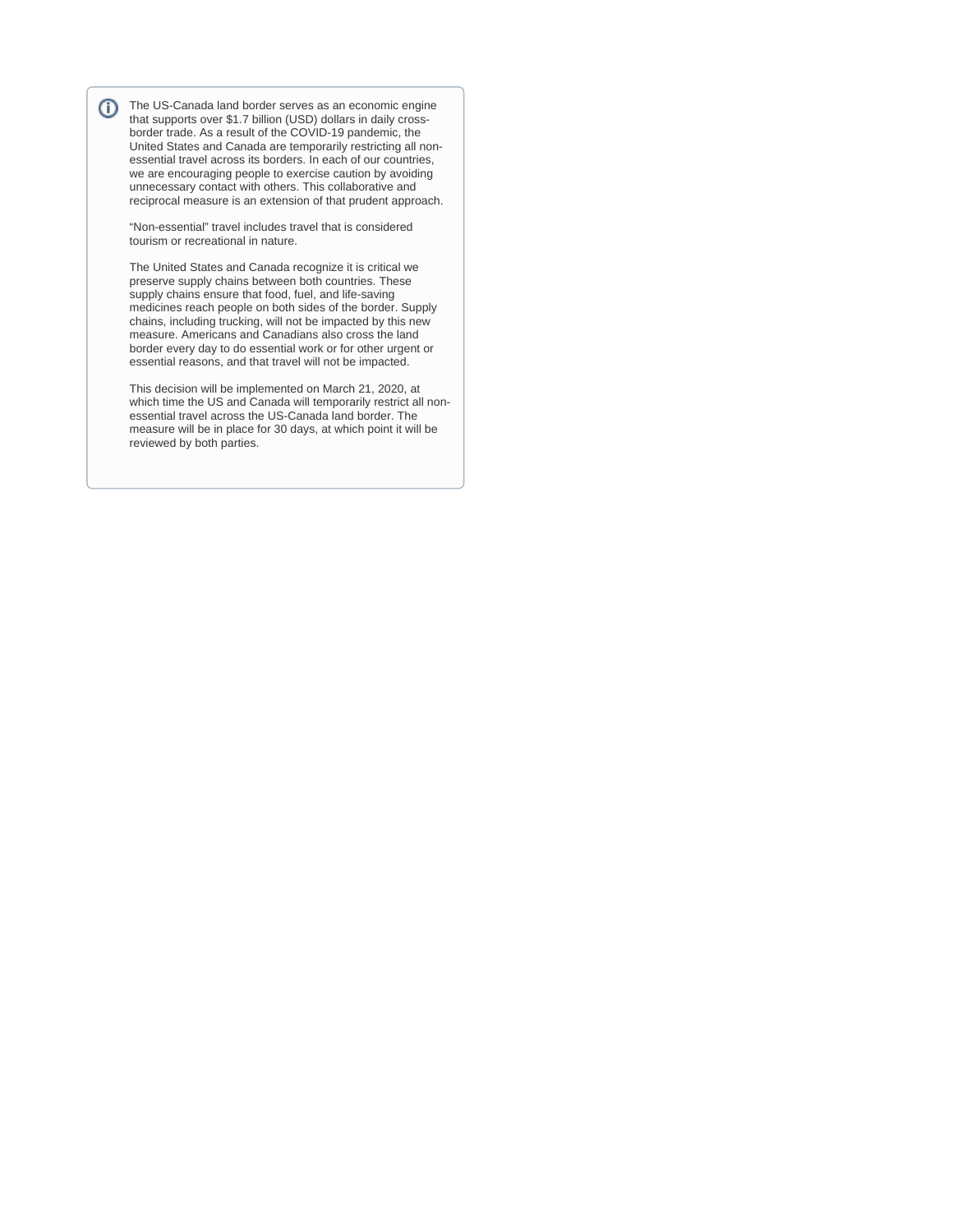The US-Canada land border serves as an economic engine that supports over $1.7 billion (USD) dollars in daily cross-border trade. As a result of the COVID-19 pandemic, the United States and Canada are temporarily restricting all non-essential travel across its borders. In each of our countries, we are encouraging people to exercise caution by avoiding unnecessary contact with others. This collaborative and reciprocal measure is an extension of that prudent approach.

“Non-essential” travel includes travel that is considered tourism or recreational in nature.

The United States and Canada recognize it is critical we preserve supply chains between both countries. These supply chains ensure that food, fuel, and life-saving medicines reach people on both sides of the border. Supply chains, including trucking, will not be impacted by this new measure. Americans and Canadians also cross the land border every day to do essential work or for other urgent or essential reasons, and that travel will not be impacted.

This decision will be implemented on March 21, 2020, at which time the US and Canada will temporarily restrict all non-essential travel across the US-Canada land border. The measure will be in place for 30 days, at which point it will be reviewed by both parties.